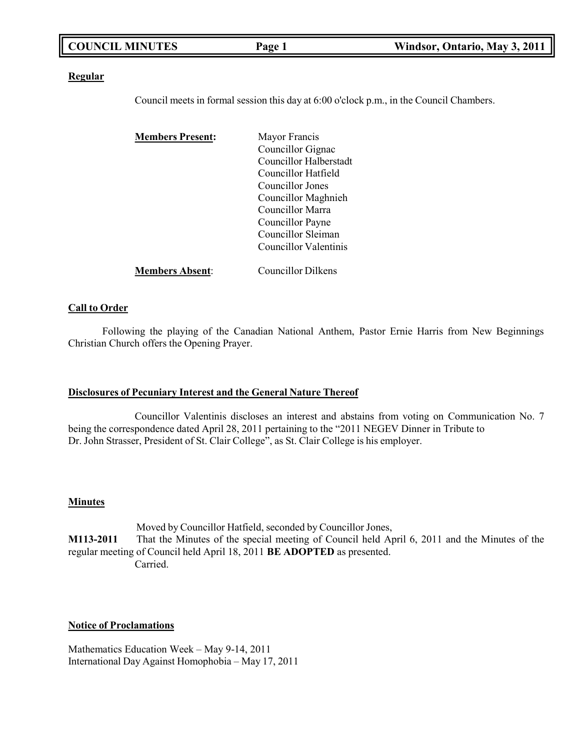**Regular**

Council meets in formal session this day at 6:00 o'clock p.m., in the Council Chambers.

| **Members Present:** | Mayor Francis |
|---|---|
| | Councillor Gignac |
| | Councillor Halberstadt |
| | Councillor Hatfield |
| | Councillor Jones |
| | Councillor Maghnieh |
| | Councillor Marra |
| | Councillor Payne |
| | Councillor Sleiman |
| | Councillor Valentinis |
| **Members Absent:** | Councillor Dilkens |

**Call to Order**

Following the playing of the Canadian National Anthem, Pastor Ernie Harris from New Beginnings Christian Church offers the Opening Prayer.

**Disclosures of Pecuniary Interest and the General Nature Thereof**

Councillor Valentinis discloses an interest and abstains from voting on Communication No. 7 being the correspondence dated April 28, 2011 pertaining to the "2011 NEGEV Dinner in Tribute to Dr. John Strasser, President of St. Clair College", as St. Clair College is his employer.

**Minutes**

Moved by Councillor Hatfield, seconded by Councillor Jones,

**M113-2011** That the Minutes of the special meeting of Council held April 6, 2011 and the Minutes of the regular meeting of Council held April 18, 2011 **BE ADOPTED** as presented.

Carried.

**Notice of Proclamations**

Mathematics Education Week – May 9-14, 2011
International Day Against Homophobia – May 17, 2011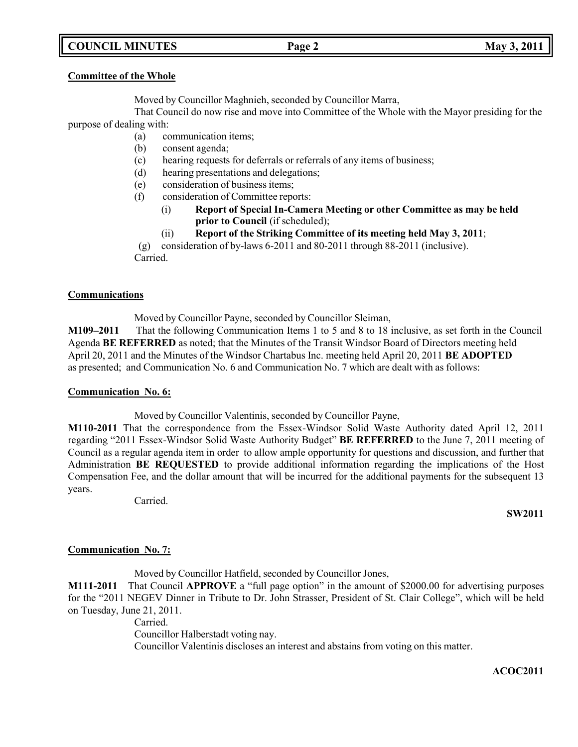**Committee of the Whole**

Moved by Councillor Maghnieh, seconded by Councillor Marra,

That Council do now rise and move into Committee of the Whole with the Mayor presiding for the purpose of dealing with:

- (a) communication items;
- (b) consent agenda;
- (c) hearing requests for deferrals or referrals of any items of business;
- (d) hearing presentations and delegations;
- (e) consideration of business items;
- (f) consideration of Committee reports:
  - (i) **Report of Special In-Camera Meeting or other Committee as may be held prior to Council** (if scheduled);
  - (ii) **Report of the Striking Committee of its meeting held May 3, 2011**;
- (g) consideration of by-laws 6-2011 and 80-2011 through 88-2011 (inclusive).

Carried.

**Communications**

Moved by Councillor Payne, seconded by Councillor Sleiman,

**M109–2011** That the following Communication Items 1 to 5 and 8 to 18 inclusive, as set forth in the Council Agenda **BE REFERRED** as noted; that the Minutes of the Transit Windsor Board of Directors meeting held April 20, 2011 and the Minutes of the Windsor Chartabus Inc. meeting held April 20, 2011 **BE ADOPTED** as presented; and Communication No. 6 and Communication No. 7 which are dealt with as follows:

**Communication No. 6:**

Moved by Councillor Valentinis, seconded by Councillor Payne,

**M110-2011** That the correspondence from the Essex-Windsor Solid Waste Authority dated April 12, 2011 regarding "2011 Essex-Windsor Solid Waste Authority Budget" **BE REFERRED** to the June 7, 2011 meeting of Council as a regular agenda item in order to allow ample opportunity for questions and discussion, and further that Administration **BE REQUESTED** to provide additional information regarding the implications of the Host Compensation Fee, and the dollar amount that will be incurred for the additional payments for the subsequent 13 years.

Carried.

**SW2011**

**Communication No. 7:**

Moved by Councillor Hatfield, seconded by Councillor Jones,

**M111-2011** That Council **APPROVE** a "full page option" in the amount of $2000.00 for advertising purposes for the "2011 NEGEV Dinner in Tribute to Dr. John Strasser, President of St. Clair College", which will be held on Tuesday, June 21, 2011.

Carried.

Councillor Halberstadt voting nay.

Councillor Valentinis discloses an interest and abstains from voting on this matter.

**ACOC2011**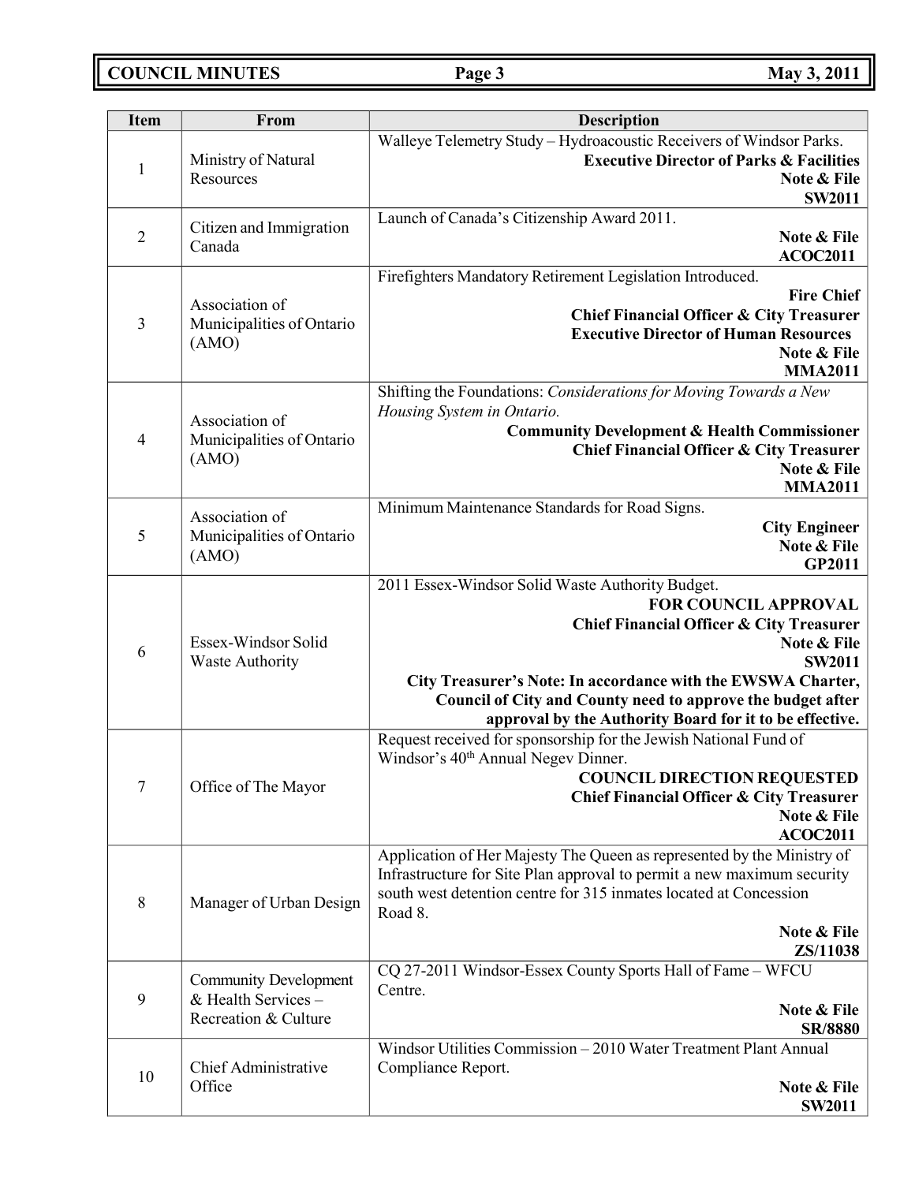| Item | From | Description |
|---|---|---|
| 1 | Ministry of Natural Resources | Walleye Telemetry Study – Hydroacoustic Receivers of Windsor Parks.<br>**Executive Director of Parks & Facilities**<br>**Note & File**<br>**SW2011** |
| 2 | Citizen and Immigration Canada | Launch of Canada's Citizenship Award 2011.<br>**Note & File**<br>**ACOC2011** |
| 3 | Association of Municipalities of Ontario (AMO) | Firefighters Mandatory Retirement Legislation Introduced.<br>**Fire Chief**<br>**Chief Financial Officer & City Treasurer**<br>**Executive Director of Human Resources**<br>**Note & File**<br>**MMA2011** |
| 4 | Association of Municipalities of Ontario (AMO) | Shifting the Foundations: *Considerations for Moving Towards a New Housing System in Ontario.*<br>**Community Development & Health Commissioner**<br>**Chief Financial Officer & City Treasurer**<br>**Note & File**<br>**MMA2011** |
| 5 | Association of Municipalities of Ontario (AMO) | Minimum Maintenance Standards for Road Signs.<br>**City Engineer**<br>**Note & File**<br>**GP2011** |
| 6 | Essex-Windsor Solid Waste Authority | 2011 Essex-Windsor Solid Waste Authority Budget.<br>**FOR COUNCIL APPROVAL**<br>**Chief Financial Officer & City Treasurer**<br>**Note & File**<br>**SW2011**<br>**City Treasurer's Note: In accordance with the EWSWA Charter, Council of City and County need to approve the budget after approval by the Authority Board for it to be effective.** |
| 7 | Office of The Mayor | Request received for sponsorship for the Jewish National Fund of Windsor's 40th Annual Negev Dinner.<br>**COUNCIL DIRECTION REQUESTED**<br>**Chief Financial Officer & City Treasurer**<br>**Note & File**<br>**ACOC2011** |
| 8 | Manager of Urban Design | Application of Her Majesty The Queen as represented by the Ministry of Infrastructure for Site Plan approval to permit a new maximum security south west detention centre for 315 inmates located at Concession Road 8.<br>**Note & File**<br>**ZS/11038** |
| 9 | Community Development & Health Services – Recreation & Culture | CQ 27-2011 Windsor-Essex County Sports Hall of Fame – WFCU Centre.<br>**Note & File**<br>**SR/8880** |
| 10 | Chief Administrative Office | Windsor Utilities Commission – 2010 Water Treatment Plant Annual Compliance Report.<br>**Note & File**<br>**SW2011** |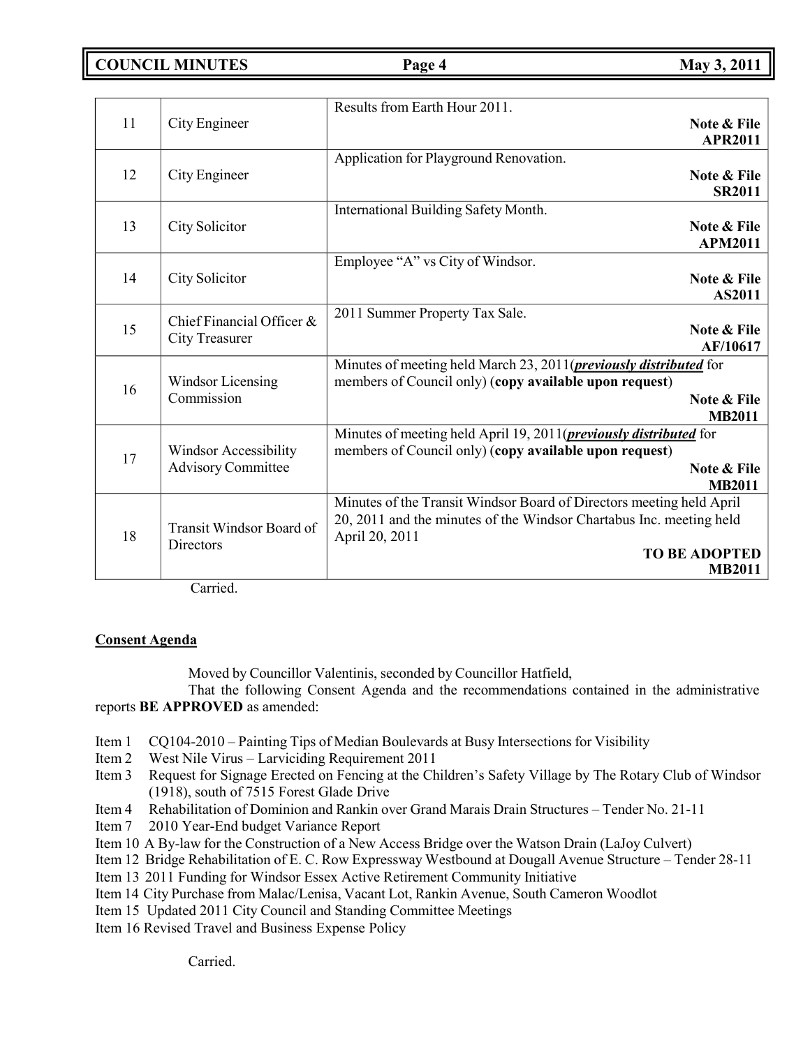| | | |
|---|---|---|
| 11 | City Engineer | Results from Earth Hour 2011. **Note & File APR2011** |
| 12 | City Engineer | Application for Playground Renovation. **Note & File SR2011** |
| 13 | City Solicitor | International Building Safety Month. **Note & File APM2011** |
| 14 | City Solicitor | Employee "A" vs City of Windsor. **Note & File AS2011** |
| 15 | Chief Financial Officer & City Treasurer | 2011 Summer Property Tax Sale. **Note & File AF/10617** |
| 16 | Windsor Licensing Commission | Minutes of meeting held March 23, 2011(***previously distributed*** for members of Council only) (**copy available upon request**) **Note & File MB2011** |
| 17 | Windsor Accessibility Advisory Committee | Minutes of meeting held April 19, 2011(***previously distributed*** for members of Council only) (**copy available upon request**) **Note & File MB2011** |
| 18 | Transit Windsor Board of Directors | Minutes of the Transit Windsor Board of Directors meeting held April 20, 2011 and the minutes of the Windsor Chartabus Inc. meeting held April 20, 2011 **TO BE ADOPTED MB2011** |

Carried.

**Consent Agenda**

Moved by Councillor Valentinis, seconded by Councillor Hatfield,

That the following Consent Agenda and the recommendations contained in the administrative reports **BE APPROVED** as amended:

Item 1 CQ104-2010 – Painting Tips of Median Boulevards at Busy Intersections for Visibility
Item 2 West Nile Virus – Larviciding Requirement 2011
Item 3 Request for Signage Erected on Fencing at the Children's Safety Village by The Rotary Club of Windsor (1918), south of 7515 Forest Glade Drive
Item 4 Rehabilitation of Dominion and Rankin over Grand Marais Drain Structures – Tender No. 21-11
Item 7 2010 Year-End budget Variance Report
Item 10 A By-law for the Construction of a New Access Bridge over the Watson Drain (LaJoy Culvert)
Item 12 Bridge Rehabilitation of E. C. Row Expressway Westbound at Dougall Avenue Structure – Tender 28-11
Item 13 2011 Funding for Windsor Essex Active Retirement Community Initiative
Item 14 City Purchase from Malac/Lenisa, Vacant Lot, Rankin Avenue, South Cameron Woodlot
Item 15 Updated 2011 City Council and Standing Committee Meetings
Item 16 Revised Travel and Business Expense Policy

Carried.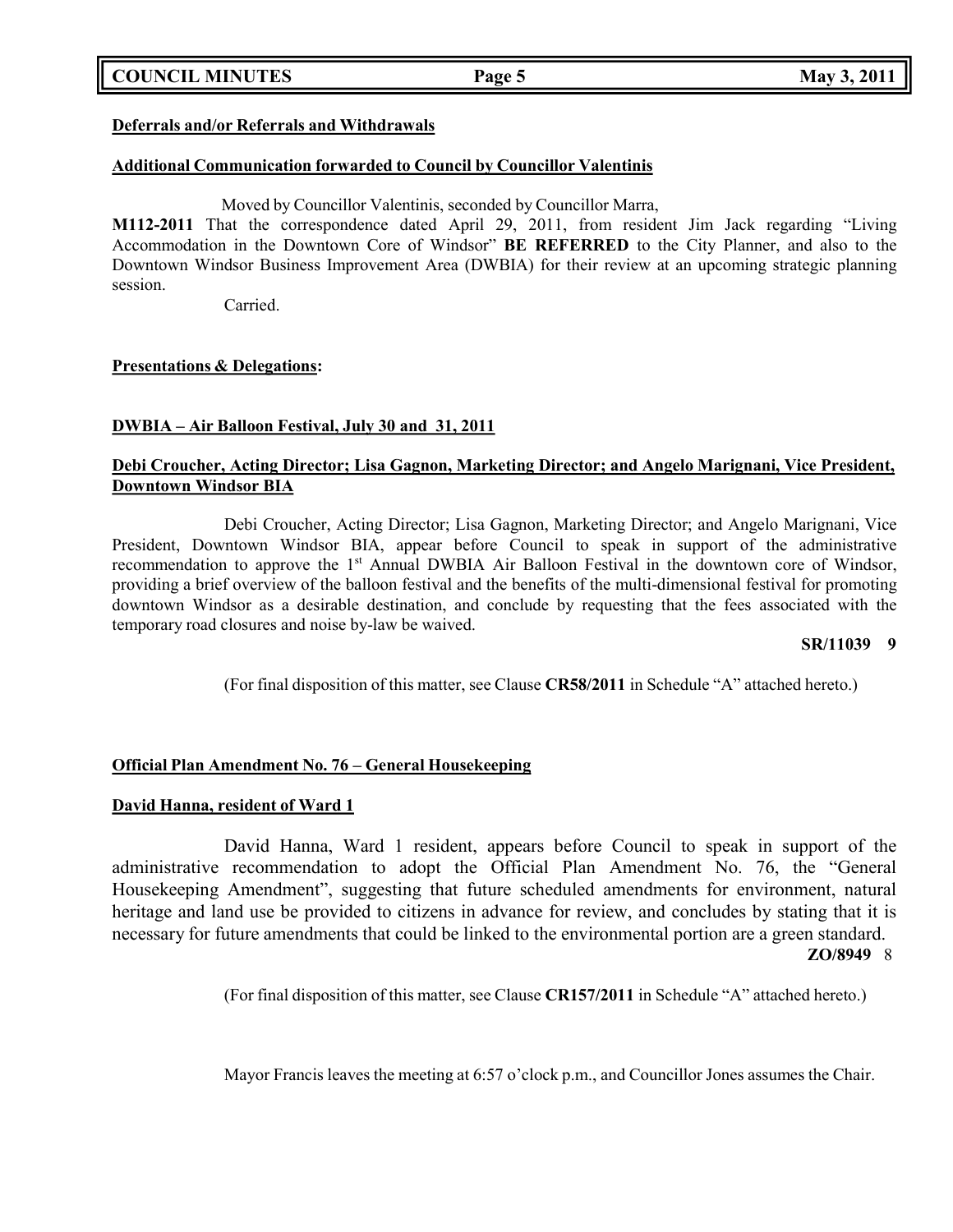**Deferrals and/or Referrals and Withdrawals**

**Additional Communication forwarded to Council by Councillor Valentinis**

Moved by Councillor Valentinis, seconded by Councillor Marra,

**M112-2011** That the correspondence dated April 29, 2011, from resident Jim Jack regarding "Living Accommodation in the Downtown Core of Windsor" **BE REFERRED** to the City Planner, and also to the Downtown Windsor Business Improvement Area (DWBIA) for their review at an upcoming strategic planning session.

Carried.

**Presentations & Delegations:**

**DWBIA – Air Balloon Festival, July 30 and 31, 2011**

**Debi Croucher, Acting Director; Lisa Gagnon, Marketing Director; and Angelo Marignani, Vice President, Downtown Windsor BIA**

Debi Croucher, Acting Director; Lisa Gagnon, Marketing Director; and Angelo Marignani, Vice President, Downtown Windsor BIA, appear before Council to speak in support of the administrative recommendation to approve the 1st Annual DWBIA Air Balloon Festival in the downtown core of Windsor, providing a brief overview of the balloon festival and the benefits of the multi-dimensional festival for promoting downtown Windsor as a desirable destination, and conclude by requesting that the fees associated with the temporary road closures and noise by-law be waived.

**SR/11039 9**

(For final disposition of this matter, see Clause **CR58/2011** in Schedule "A" attached hereto.)

**Official Plan Amendment No. 76 – General Housekeeping**

**David Hanna, resident of Ward 1**

David Hanna, Ward 1 resident, appears before Council to speak in support of the administrative recommendation to adopt the Official Plan Amendment No. 76, the "General Housekeeping Amendment", suggesting that future scheduled amendments for environment, natural heritage and land use be provided to citizens in advance for review, and concludes by stating that it is necessary for future amendments that could be linked to the environmental portion are a green standard.

**ZO/8949** 8

(For final disposition of this matter, see Clause **CR157/2011** in Schedule "A" attached hereto.)

Mayor Francis leaves the meeting at 6:57 o'clock p.m., and Councillor Jones assumes the Chair.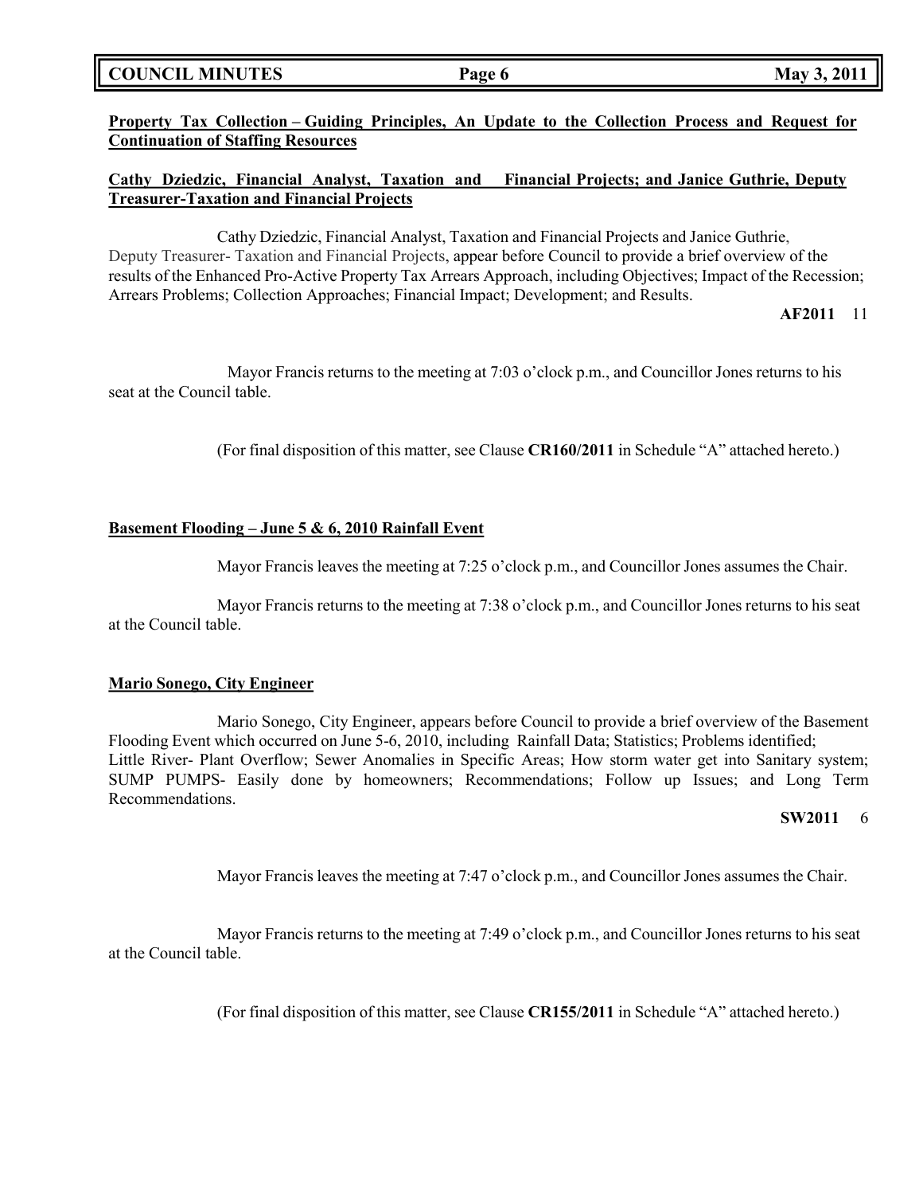**Property Tax Collection – Guiding Principles, An Update to the Collection Process and Request for Continuation of Staffing Resources**

**Cathy Dziedzic, Financial Analyst, Taxation and Financial Projects; and Janice Guthrie, Deputy Treasurer-Taxation and Financial Projects**

Cathy Dziedzic, Financial Analyst, Taxation and Financial Projects and Janice Guthrie, Deputy Treasurer- Taxation and Financial Projects, appear before Council to provide a brief overview of the results of the Enhanced Pro-Active Property Tax Arrears Approach, including Objectives; Impact of the Recession; Arrears Problems; Collection Approaches; Financial Impact; Development; and Results.

**AF2011** 11

Mayor Francis returns to the meeting at 7:03 o'clock p.m., and Councillor Jones returns to his seat at the Council table.

(For final disposition of this matter, see Clause **CR160/2011** in Schedule "A" attached hereto.)

**Basement Flooding – June 5 & 6, 2010 Rainfall Event**

Mayor Francis leaves the meeting at 7:25 o'clock p.m., and Councillor Jones assumes the Chair.

Mayor Francis returns to the meeting at 7:38 o'clock p.m., and Councillor Jones returns to his seat at the Council table.

**Mario Sonego, City Engineer**

Mario Sonego, City Engineer, appears before Council to provide a brief overview of the Basement Flooding Event which occurred on June 5-6, 2010, including Rainfall Data; Statistics; Problems identified; Little River- Plant Overflow; Sewer Anomalies in Specific Areas; How storm water get into Sanitary system; SUMP PUMPS- Easily done by homeowners; Recommendations; Follow up Issues; and Long Term Recommendations.

**SW2011** 6

Mayor Francis leaves the meeting at 7:47 o'clock p.m., and Councillor Jones assumes the Chair.

Mayor Francis returns to the meeting at 7:49 o'clock p.m., and Councillor Jones returns to his seat at the Council table.

(For final disposition of this matter, see Clause **CR155/2011** in Schedule "A" attached hereto.)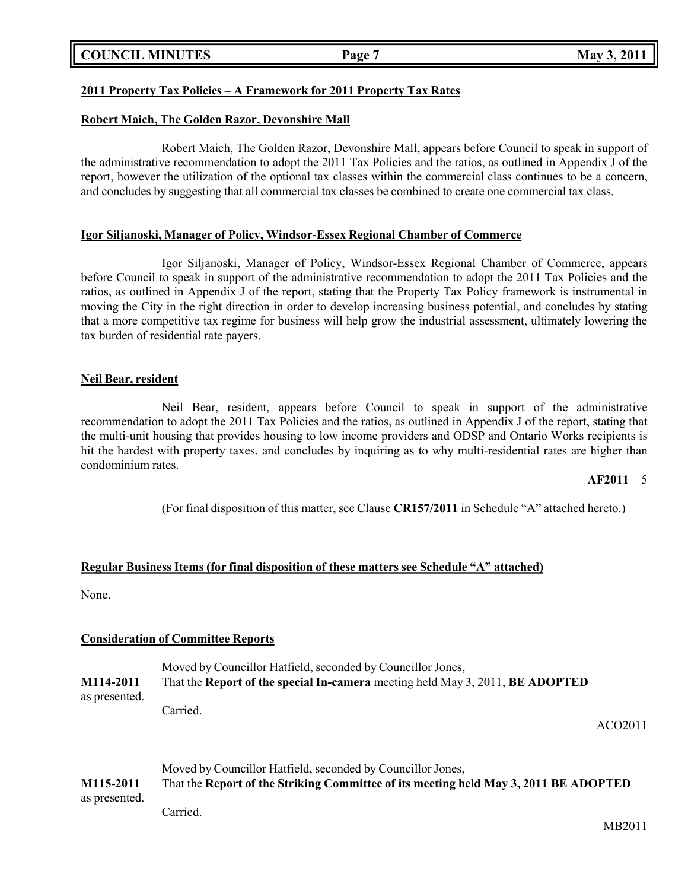**2011 Property Tax Policies – A Framework for 2011 Property Tax Rates**

**Robert Maich, The Golden Razor, Devonshire Mall**

Robert Maich, The Golden Razor, Devonshire Mall, appears before Council to speak in support of the administrative recommendation to adopt the 2011 Tax Policies and the ratios, as outlined in Appendix J of the report, however the utilization of the optional tax classes within the commercial class continues to be a concern, and concludes by suggesting that all commercial tax classes be combined to create one commercial tax class.

**Igor Siljanoski, Manager of Policy, Windsor-Essex Regional Chamber of Commerce**

Igor Siljanoski, Manager of Policy, Windsor-Essex Regional Chamber of Commerce, appears before Council to speak in support of the administrative recommendation to adopt the 2011 Tax Policies and the ratios, as outlined in Appendix J of the report, stating that the Property Tax Policy framework is instrumental in moving the City in the right direction in order to develop increasing business potential, and concludes by stating that a more competitive tax regime for business will help grow the industrial assessment, ultimately lowering the tax burden of residential rate payers.

**Neil Bear, resident**

Neil Bear, resident, appears before Council to speak in support of the administrative recommendation to adopt the 2011 Tax Policies and the ratios, as outlined in Appendix J of the report, stating that the multi-unit housing that provides housing to low income providers and ODSP and Ontario Works recipients is hit the hardest with property taxes, and concludes by inquiring as to why multi-residential rates are higher than condominium rates.

**AF2011** 5

(For final disposition of this matter, see Clause **CR157/2011** in Schedule "A" attached hereto.)

**Regular Business Items (for final disposition of these matters see Schedule "A" attached)**

None.

**Consideration of Committee Reports**

Moved by Councillor Hatfield, seconded by Councillor Jones,

**M114-2011** That the **Report of the special In-camera** meeting held May 3, 2011, **BE ADOPTED** as presented.

Carried.

ACO2011

Moved by Councillor Hatfield, seconded by Councillor Jones,

**M115-2011** That the **Report of the Striking Committee of its meeting held May 3, 2011 BE ADOPTED** as presented.

Carried.

MB2011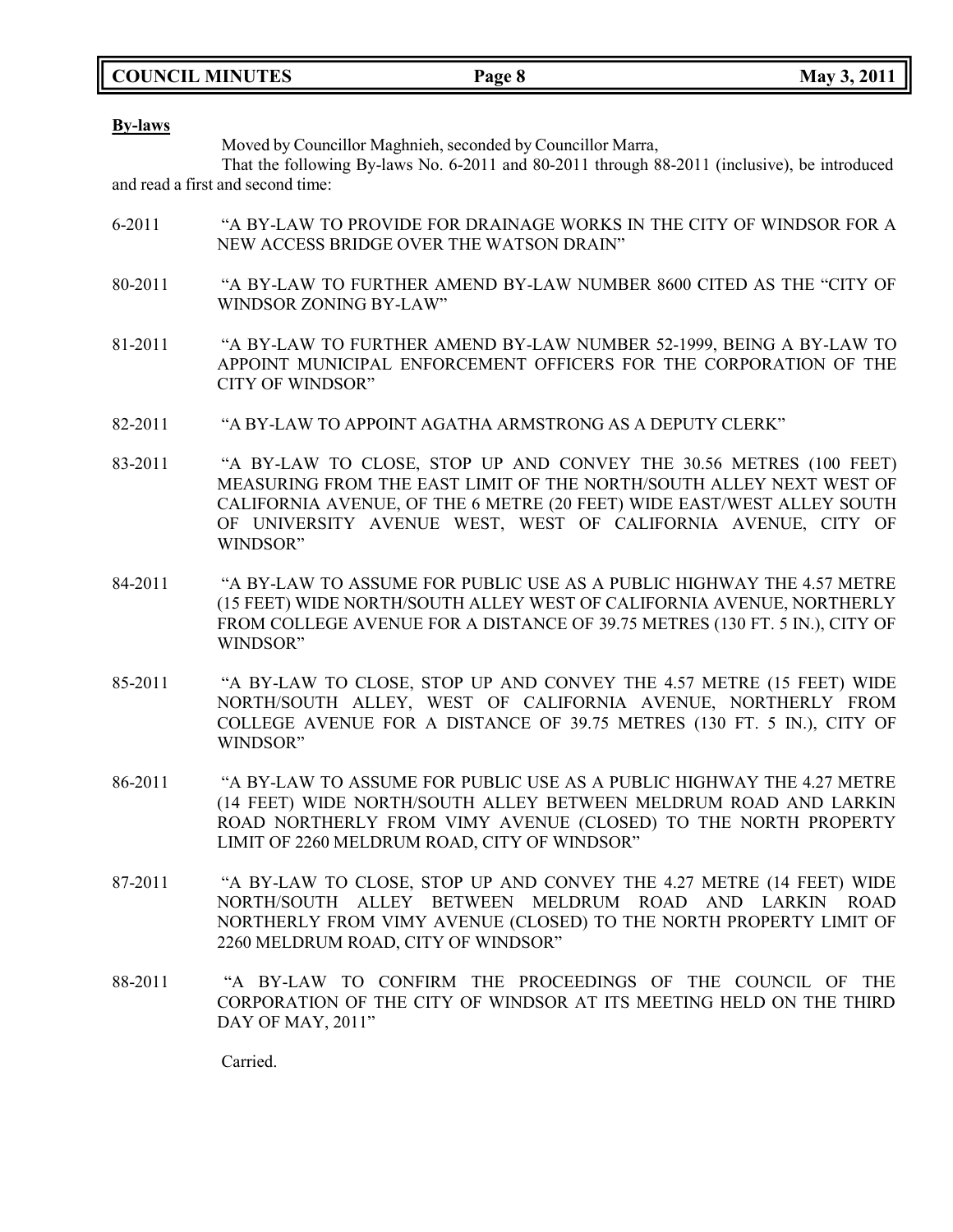**By-laws**

Moved by Councillor Maghnieh, seconded by Councillor Marra,

That the following By-laws No. 6-2011 and 80-2011 through 88-2011 (inclusive), be introduced and read a first and second time:

6-2011 "A BY-LAW TO PROVIDE FOR DRAINAGE WORKS IN THE CITY OF WINDSOR FOR A NEW ACCESS BRIDGE OVER THE WATSON DRAIN"

80-2011 "A BY-LAW TO FURTHER AMEND BY-LAW NUMBER 8600 CITED AS THE "CITY OF WINDSOR ZONING BY-LAW"

81-2011 "A BY-LAW TO FURTHER AMEND BY-LAW NUMBER 52-1999, BEING A BY-LAW TO APPOINT MUNICIPAL ENFORCEMENT OFFICERS FOR THE CORPORATION OF THE CITY OF WINDSOR"

82-2011 "A BY-LAW TO APPOINT AGATHA ARMSTRONG AS A DEPUTY CLERK"

83-2011 "A BY-LAW TO CLOSE, STOP UP AND CONVEY THE 30.56 METRES (100 FEET) MEASURING FROM THE EAST LIMIT OF THE NORTH/SOUTH ALLEY NEXT WEST OF CALIFORNIA AVENUE, OF THE 6 METRE (20 FEET) WIDE EAST/WEST ALLEY SOUTH OF UNIVERSITY AVENUE WEST, WEST OF CALIFORNIA AVENUE, CITY OF WINDSOR"

84-2011 "A BY-LAW TO ASSUME FOR PUBLIC USE AS A PUBLIC HIGHWAY THE 4.57 METRE (15 FEET) WIDE NORTH/SOUTH ALLEY WEST OF CALIFORNIA AVENUE, NORTHERLY FROM COLLEGE AVENUE FOR A DISTANCE OF 39.75 METRES (130 FT. 5 IN.), CITY OF WINDSOR"

85-2011 "A BY-LAW TO CLOSE, STOP UP AND CONVEY THE 4.57 METRE (15 FEET) WIDE NORTH/SOUTH ALLEY, WEST OF CALIFORNIA AVENUE, NORTHERLY FROM COLLEGE AVENUE FOR A DISTANCE OF 39.75 METRES (130 FT. 5 IN.), CITY OF WINDSOR"

86-2011 "A BY-LAW TO ASSUME FOR PUBLIC USE AS A PUBLIC HIGHWAY THE 4.27 METRE (14 FEET) WIDE NORTH/SOUTH ALLEY BETWEEN MELDRUM ROAD AND LARKIN ROAD NORTHERLY FROM VIMY AVENUE (CLOSED) TO THE NORTH PROPERTY LIMIT OF 2260 MELDRUM ROAD, CITY OF WINDSOR"

87-2011 "A BY-LAW TO CLOSE, STOP UP AND CONVEY THE 4.27 METRE (14 FEET) WIDE NORTH/SOUTH ALLEY BETWEEN MELDRUM ROAD AND LARKIN ROAD NORTHERLY FROM VIMY AVENUE (CLOSED) TO THE NORTH PROPERTY LIMIT OF 2260 MELDRUM ROAD, CITY OF WINDSOR"

88-2011 "A BY-LAW TO CONFIRM THE PROCEEDINGS OF THE COUNCIL OF THE CORPORATION OF THE CITY OF WINDSOR AT ITS MEETING HELD ON THE THIRD DAY OF MAY, 2011"

Carried.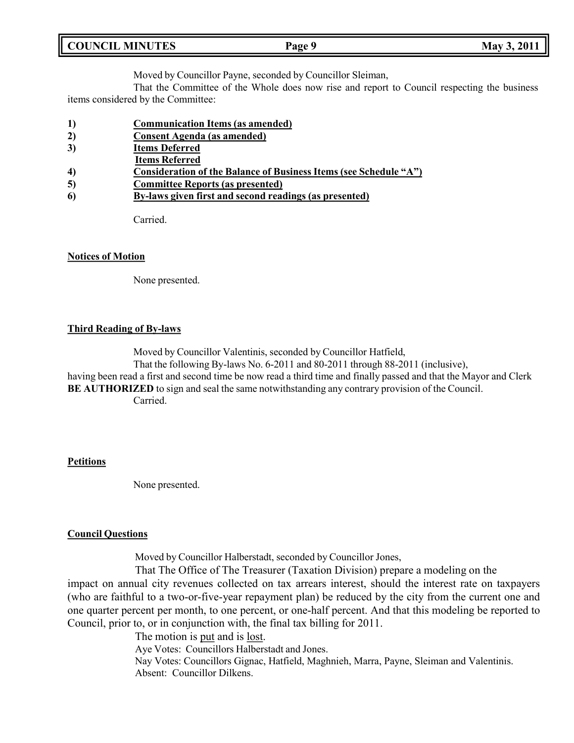Moved by Councillor Payne, seconded by Councillor Sleiman,

That the Committee of the Whole does now rise and report to Council respecting the business items considered by the Committee:

1) **Communication Items (as amended)**
2) **Consent Agenda (as amended)**
3) **Items Deferred**
   **Items Referred**
4) **Consideration of the Balance of Business Items (see Schedule "A")**
5) **Committee Reports (as presented)**
6) **By-laws given first and second readings (as presented)**

Carried.

**Notices of Motion**

None presented.

**Third Reading of By-laws**

Moved by Councillor Valentinis, seconded by Councillor Hatfield,

That the following By-laws No. 6-2011 and 80-2011 through 88-2011 (inclusive), having been read a first and second time be now read a third time and finally passed and that the Mayor and Clerk **BE AUTHORIZED** to sign and seal the same notwithstanding any contrary provision of the Council.

Carried.

**Petitions**

None presented.

**Council Questions**

Moved by Councillor Halberstadt, seconded by Councillor Jones,

That The Office of The Treasurer (Taxation Division) prepare a modeling on the impact on annual city revenues collected on tax arrears interest, should the interest rate on taxpayers (who are faithful to a two-or-five-year repayment plan) be reduced by the city from the current one and one quarter percent per month, to one percent, or one-half percent. And that this modeling be reported to Council, prior to, or in conjunction with, the final tax billing for 2011.

The motion is put and is lost.

Aye Votes: Councillors Halberstadt and Jones.

Nay Votes: Councillors Gignac, Hatfield, Maghnieh, Marra, Payne, Sleiman and Valentinis.

Absent: Councillor Dilkens.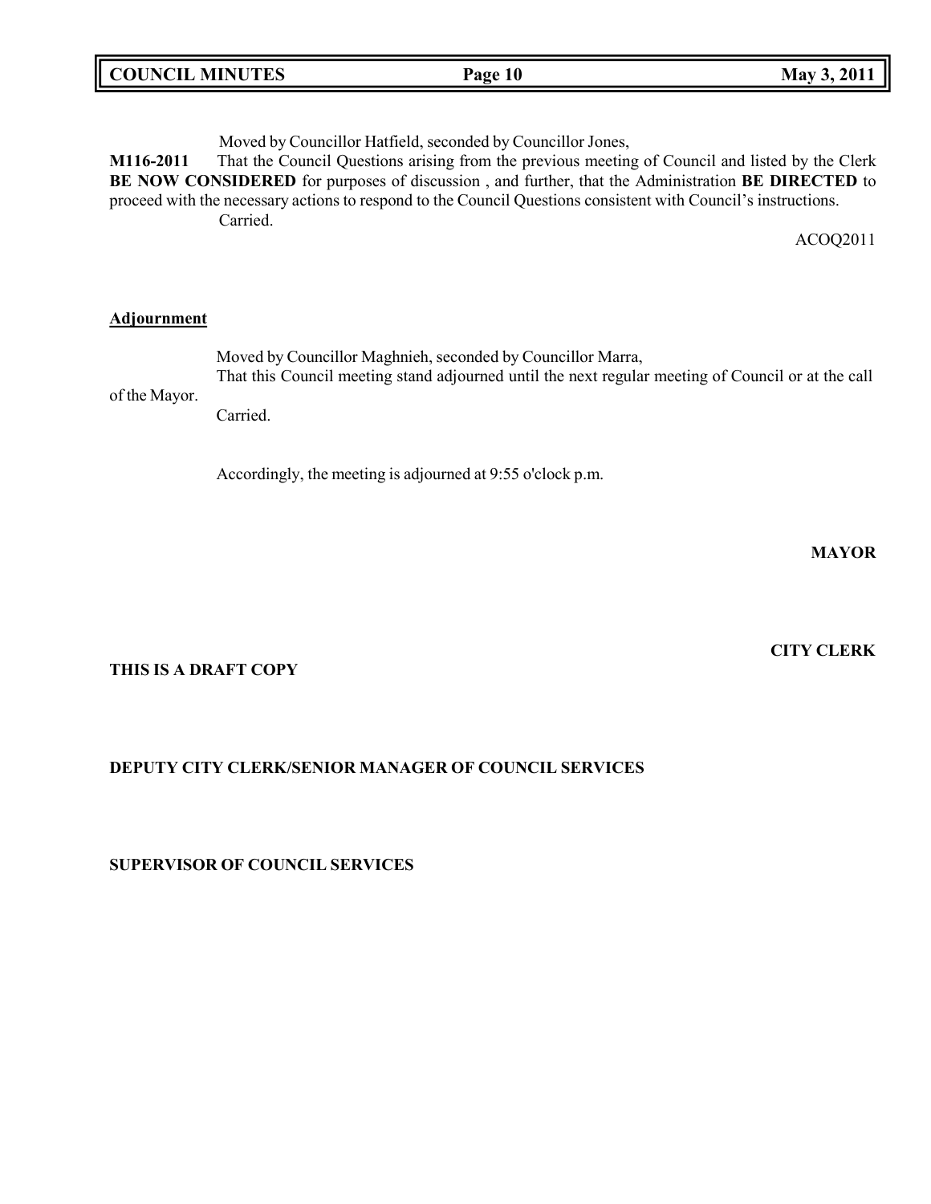Moved by Councillor Hatfield, seconded by Councillor Jones,

**M116-2011** That the Council Questions arising from the previous meeting of Council and listed by the Clerk **BE NOW CONSIDERED** for purposes of discussion , and further, that the Administration **BE DIRECTED** to proceed with the necessary actions to respond to the Council Questions consistent with Council's instructions.

Carried.

ACOQ2011

**Adjournment**

Moved by Councillor Maghnieh, seconded by Councillor Marra,

That this Council meeting stand adjourned until the next regular meeting of Council or at the call of the Mayor.

Carried.

Accordingly, the meeting is adjourned at 9:55 o'clock p.m.

**MAYOR**

**CITY CLERK**

**THIS IS A DRAFT COPY**

**DEPUTY CITY CLERK/SENIOR MANAGER OF COUNCIL SERVICES**

**SUPERVISOR OF COUNCIL SERVICES**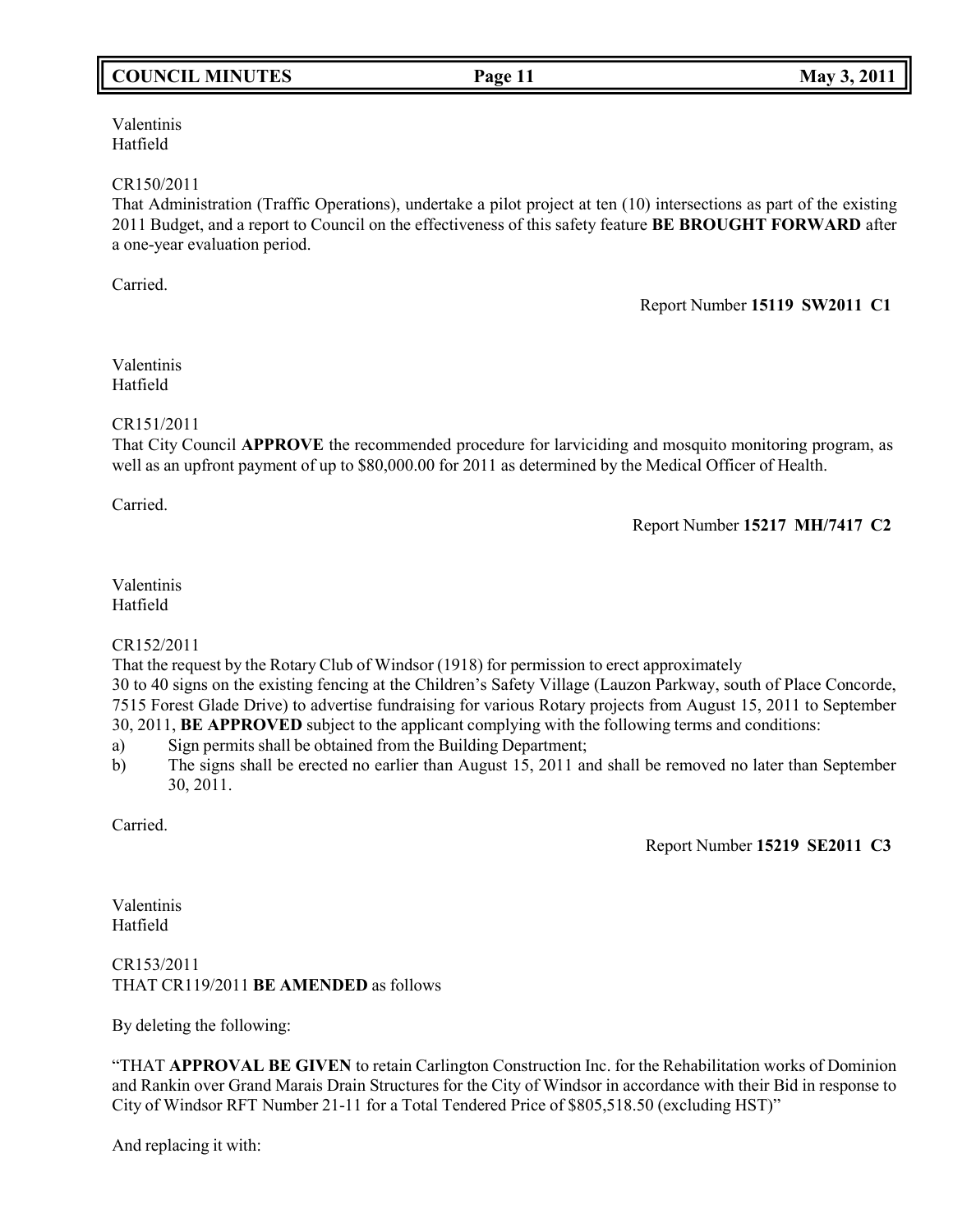Valentinis
Hatfield

CR150/2011
That Administration (Traffic Operations), undertake a pilot project at ten (10) intersections as part of the existing 2011 Budget, and a report to Council on the effectiveness of this safety feature **BE BROUGHT FORWARD** after a one-year evaluation period.

Carried.

Report Number **15119 SW2011 C1**

Valentinis
Hatfield

CR151/2011
That City Council **APPROVE** the recommended procedure for larviciding and mosquito monitoring program, as well as an upfront payment of up to $80,000.00 for 2011 as determined by the Medical Officer of Health.

Carried.

Report Number **15217 MH/7417 C2**

Valentinis
Hatfield

CR152/2011
That the request by the Rotary Club of Windsor (1918) for permission to erect approximately
30 to 40 signs on the existing fencing at the Children's Safety Village (Lauzon Parkway, south of Place Concorde, 7515 Forest Glade Drive) to advertise fundraising for various Rotary projects from August 15, 2011 to September 30, 2011, **BE APPROVED** subject to the applicant complying with the following terms and conditions:

a) Sign permits shall be obtained from the Building Department;
b) The signs shall be erected no earlier than August 15, 2011 and shall be removed no later than September 30, 2011.

Carried.

Report Number **15219 SE2011 C3**

Valentinis
Hatfield

CR153/2011
THAT CR119/2011 **BE AMENDED** as follows

By deleting the following:

"THAT **APPROVAL BE GIVEN** to retain Carlington Construction Inc. for the Rehabilitation works of Dominion and Rankin over Grand Marais Drain Structures for the City of Windsor in accordance with their Bid in response to City of Windsor RFT Number 21-11 for a Total Tendered Price of $805,518.50 (excluding HST)"

And replacing it with: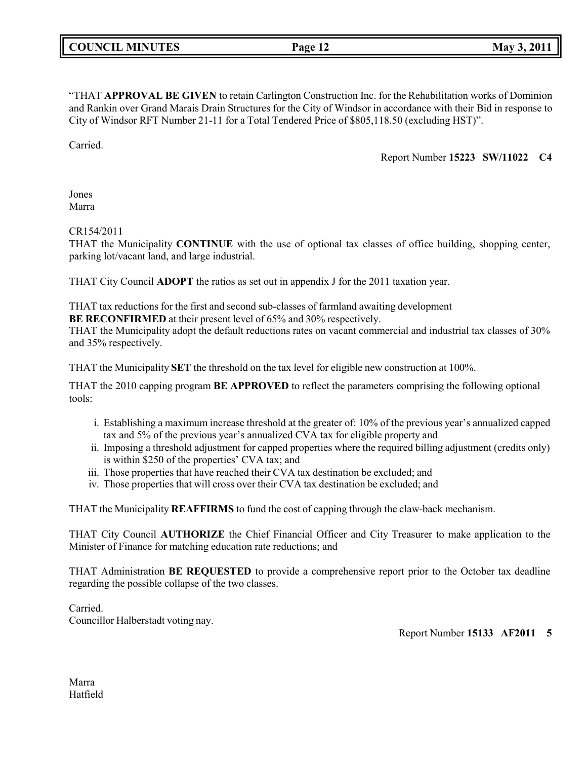"THAT **APPROVAL BE GIVEN** to retain Carlington Construction Inc. for the Rehabilitation works of Dominion and Rankin over Grand Marais Drain Structures for the City of Windsor in accordance with their Bid in response to City of Windsor RFT Number 21-11 for a Total Tendered Price of $805,118.50 (excluding HST)".

Carried.

Report Number **15223 SW/11022 C4**

Jones
Marra

CR154/2011
THAT the Municipality **CONTINUE** with the use of optional tax classes of office building, shopping center, parking lot/vacant land, and large industrial.

THAT City Council **ADOPT** the ratios as set out in appendix J for the 2011 taxation year.

THAT tax reductions for the first and second sub-classes of farmland awaiting development **BE RECONFIRMED** at their present level of 65% and 30% respectively.
THAT the Municipality adopt the default reductions rates on vacant commercial and industrial tax classes of 30% and 35% respectively.

THAT the Municipality **SET** the threshold on the tax level for eligible new construction at 100%.

THAT the 2010 capping program **BE APPROVED** to reflect the parameters comprising the following optional tools:

i. Establishing a maximum increase threshold at the greater of: 10% of the previous year's annualized capped tax and 5% of the previous year's annualized CVA tax for eligible property and
ii. Imposing a threshold adjustment for capped properties where the required billing adjustment (credits only) is within $250 of the properties' CVA tax; and
iii. Those properties that have reached their CVA tax destination be excluded; and
iv. Those properties that will cross over their CVA tax destination be excluded; and

THAT the Municipality **REAFFIRMS** to fund the cost of capping through the claw-back mechanism.

THAT City Council **AUTHORIZE** the Chief Financial Officer and City Treasurer to make application to the Minister of Finance for matching education rate reductions; and

THAT Administration **BE REQUESTED** to provide a comprehensive report prior to the October tax deadline regarding the possible collapse of the two classes.

Carried.
Councillor Halberstadt voting nay.

Report Number **15133 AF2011 5**

Marra
Hatfield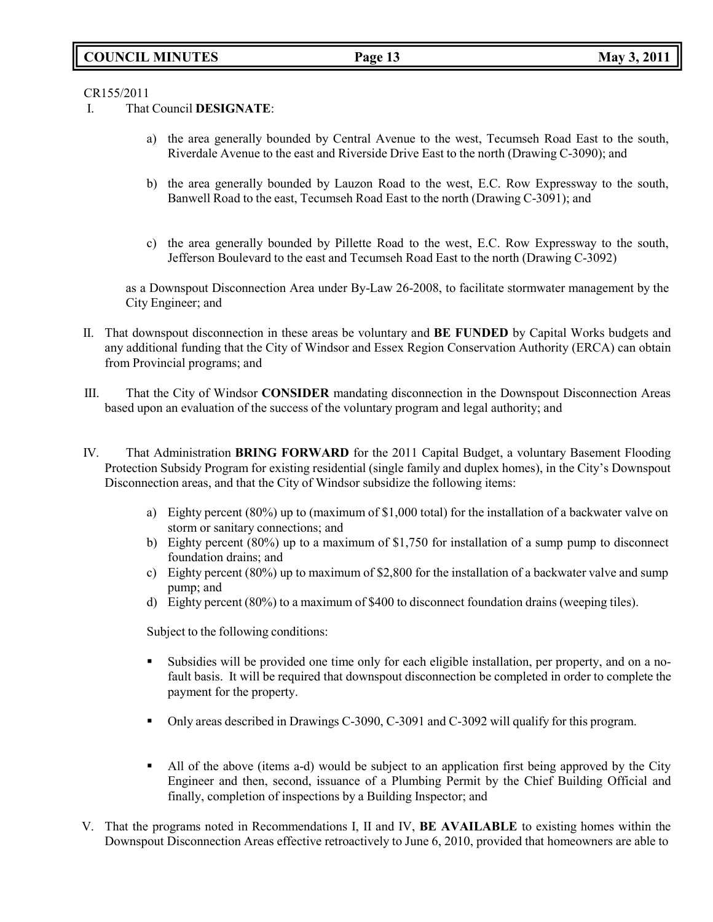CR155/2011

I. That Council **DESIGNATE**:

   a) the area generally bounded by Central Avenue to the west, Tecumseh Road East to the south, Riverdale Avenue to the east and Riverside Drive East to the north (Drawing C-3090); and

   b) the area generally bounded by Lauzon Road to the west, E.C. Row Expressway to the south, Banwell Road to the east, Tecumseh Road East to the north (Drawing C-3091); and

   c) the area generally bounded by Pillette Road to the west, E.C. Row Expressway to the south, Jefferson Boulevard to the east and Tecumseh Road East to the north (Drawing C-3092)

   as a Downspout Disconnection Area under By-Law 26-2008, to facilitate stormwater management by the City Engineer; and

II. That downspout disconnection in these areas be voluntary and **BE FUNDED** by Capital Works budgets and any additional funding that the City of Windsor and Essex Region Conservation Authority (ERCA) can obtain from Provincial programs; and

III. That the City of Windsor **CONSIDER** mandating disconnection in the Downspout Disconnection Areas based upon an evaluation of the success of the voluntary program and legal authority; and

IV. That Administration **BRING FORWARD** for the 2011 Capital Budget, a voluntary Basement Flooding Protection Subsidy Program for existing residential (single family and duplex homes), in the City's Downspout Disconnection areas, and that the City of Windsor subsidize the following items:

   a) Eighty percent (80%) up to (maximum of $1,000 total) for the installation of a backwater valve on storm or sanitary connections; and
   b) Eighty percent (80%) up to a maximum of $1,750 for installation of a sump pump to disconnect foundation drains; and
   c) Eighty percent (80%) up to maximum of $2,800 for the installation of a backwater valve and sump pump; and
   d) Eighty percent (80%) to a maximum of $400 to disconnect foundation drains (weeping tiles).

   Subject to the following conditions:

   - Subsidies will be provided one time only for each eligible installation, per property, and on a no-fault basis. It will be required that downspout disconnection be completed in order to complete the payment for the property.

   - Only areas described in Drawings C-3090, C-3091 and C-3092 will qualify for this program.

   - All of the above (items a-d) would be subject to an application first being approved by the City Engineer and then, second, issuance of a Plumbing Permit by the Chief Building Official and finally, completion of inspections by a Building Inspector; and

V. That the programs noted in Recommendations I, II and IV, **BE AVAILABLE** to existing homes within the Downspout Disconnection Areas effective retroactively to June 6, 2010, provided that homeowners are able to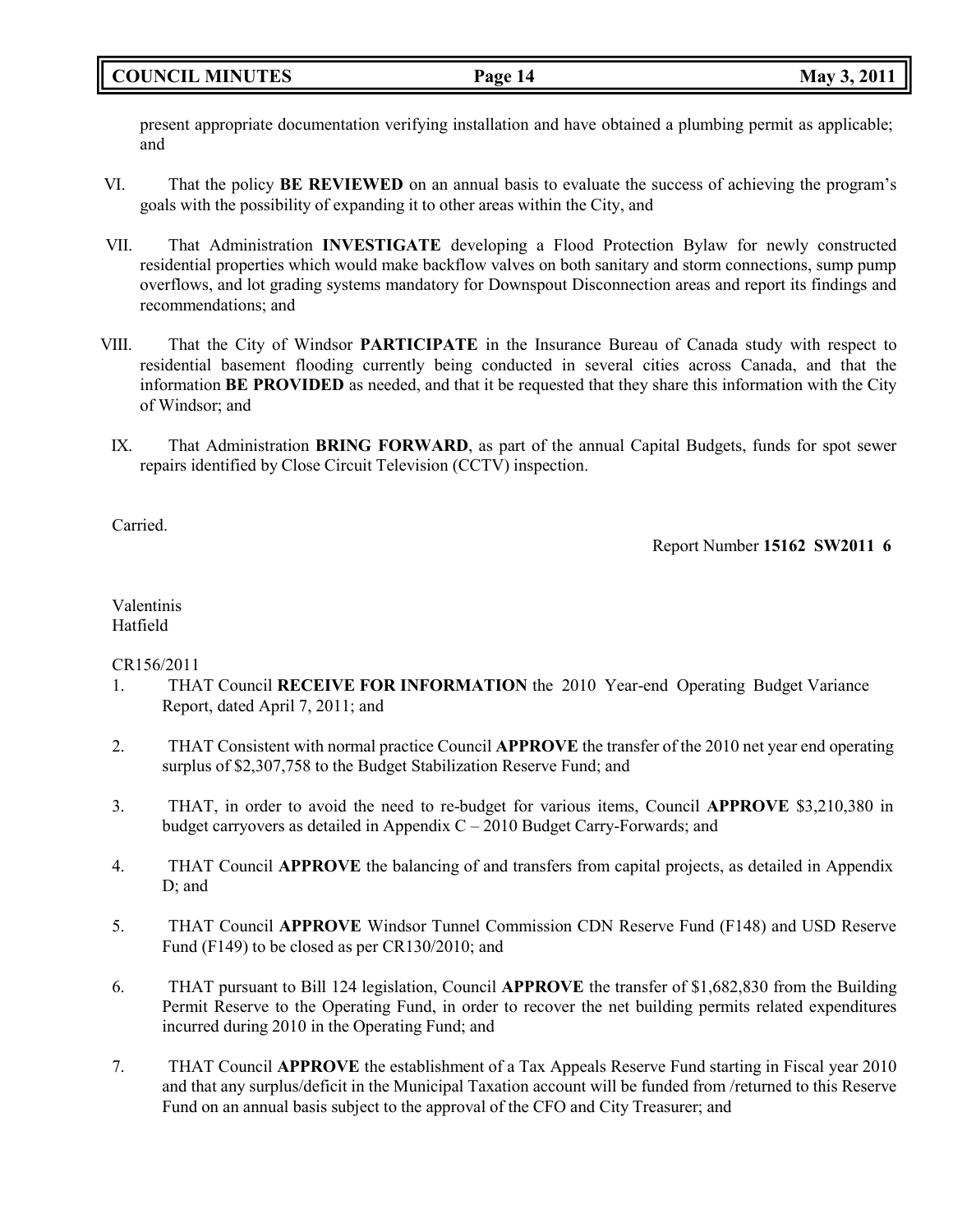present appropriate documentation verifying installation and have obtained a plumbing permit as applicable; and

VI. That the policy **BE REVIEWED** on an annual basis to evaluate the success of achieving the program's goals with the possibility of expanding it to other areas within the City, and

VII. That Administration **INVESTIGATE** developing a Flood Protection Bylaw for newly constructed residential properties which would make backflow valves on both sanitary and storm connections, sump pump overflows, and lot grading systems mandatory for Downspout Disconnection areas and report its findings and recommendations; and

VIII. That the City of Windsor **PARTICIPATE** in the Insurance Bureau of Canada study with respect to residential basement flooding currently being conducted in several cities across Canada, and that the information **BE PROVIDED** as needed, and that it be requested that they share this information with the City of Windsor; and

IX. That Administration **BRING FORWARD**, as part of the annual Capital Budgets, funds for spot sewer repairs identified by Close Circuit Television (CCTV) inspection.

Carried.

Report Number **15162 SW2011 6**

Valentinis
Hatfield

CR156/2011

1. THAT Council **RECEIVE FOR INFORMATION** the 2010 Year-end Operating Budget Variance Report, dated April 7, 2011; and

2. THAT Consistent with normal practice Council **APPROVE** the transfer of the 2010 net year end operating surplus of $2,307,758 to the Budget Stabilization Reserve Fund; and

3. THAT, in order to avoid the need to re-budget for various items, Council **APPROVE** $3,210,380 in budget carryovers as detailed in Appendix C – 2010 Budget Carry-Forwards; and

4. THAT Council **APPROVE** the balancing of and transfers from capital projects, as detailed in Appendix D; and

5. THAT Council **APPROVE** Windsor Tunnel Commission CDN Reserve Fund (F148) and USD Reserve Fund (F149) to be closed as per CR130/2010; and

6. THAT pursuant to Bill 124 legislation, Council **APPROVE** the transfer of $1,682,830 from the Building Permit Reserve to the Operating Fund, in order to recover the net building permits related expenditures incurred during 2010 in the Operating Fund; and

7. THAT Council **APPROVE** the establishment of a Tax Appeals Reserve Fund starting in Fiscal year 2010 and that any surplus/deficit in the Municipal Taxation account will be funded from /returned to this Reserve Fund on an annual basis subject to the approval of the CFO and City Treasurer; and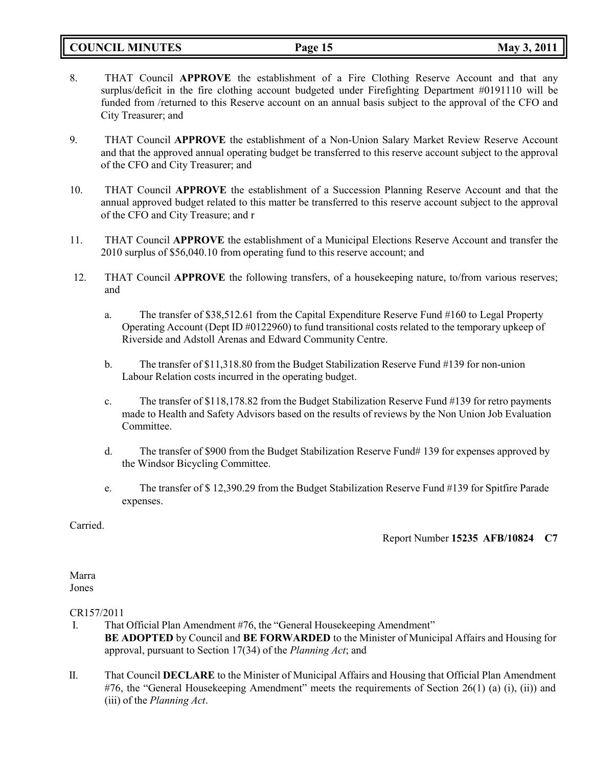8. THAT Council **APPROVE** the establishment of a Fire Clothing Reserve Account and that any surplus/deficit in the fire clothing account budgeted under Firefighting Department #0191110 will be funded from /returned to this Reserve account on an annual basis subject to the approval of the CFO and City Treasurer; and

9. THAT Council **APPROVE** the establishment of a Non-Union Salary Market Review Reserve Account and that the approved annual operating budget be transferred to this reserve account subject to the approval of the CFO and City Treasurer; and

10. THAT Council **APPROVE** the establishment of a Succession Planning Reserve Account and that the annual approved budget related to this matter be transferred to this reserve account subject to the approval of the CFO and City Treasure; and r

11. THAT Council **APPROVE** the establishment of a Municipal Elections Reserve Account and transfer the 2010 surplus of $56,040.10 from operating fund to this reserve account; and

12. THAT Council **APPROVE** the following transfers, of a housekeeping nature, to/from various reserves; and

    a. The transfer of $38,512.61 from the Capital Expenditure Reserve Fund #160 to Legal Property Operating Account (Dept ID #0122960) to fund transitional costs related to the temporary upkeep of Riverside and Adstoll Arenas and Edward Community Centre.

    b. The transfer of $11,318.80 from the Budget Stabilization Reserve Fund #139 for non-union Labour Relation costs incurred in the operating budget.

    c. The transfer of $118,178.82 from the Budget Stabilization Reserve Fund #139 for retro payments made to Health and Safety Advisors based on the results of reviews by the Non Union Job Evaluation Committee.

    d. The transfer of $900 from the Budget Stabilization Reserve Fund# 139 for expenses approved by the Windsor Bicycling Committee.

    e. The transfer of $ 12,390.29 from the Budget Stabilization Reserve Fund #139 for Spitfire Parade expenses.

Carried.

Report Number **15235 AFB/10824 C7**

Marra
Jones

CR157/2011

I. That Official Plan Amendment #76, the "General Housekeeping Amendment" **BE ADOPTED** by Council and **BE FORWARDED** to the Minister of Municipal Affairs and Housing for approval, pursuant to Section 17(34) of the *Planning Act*; and

II. That Council **DECLARE** to the Minister of Municipal Affairs and Housing that Official Plan Amendment #76, the "General Housekeeping Amendment" meets the requirements of Section 26(1) (a) (i), (ii)) and (iii) of the *Planning Act*.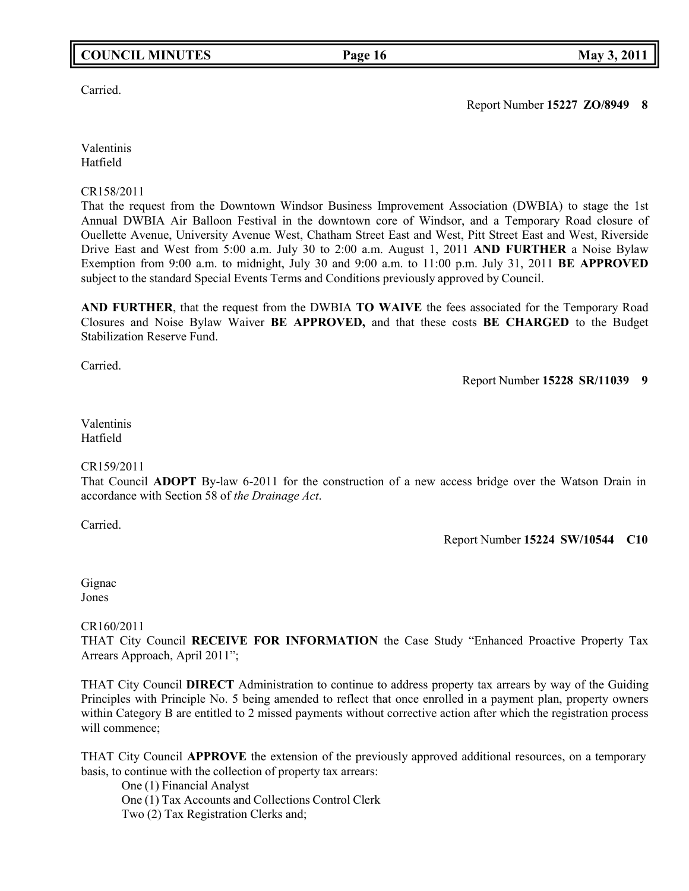Carried.

Report Number **15227 ZO/8949 8**

Valentinis
Hatfield

CR158/2011
That the request from the Downtown Windsor Business Improvement Association (DWBIA) to stage the 1st Annual DWBIA Air Balloon Festival in the downtown core of Windsor, and a Temporary Road closure of Ouellette Avenue, University Avenue West, Chatham Street East and West, Pitt Street East and West, Riverside Drive East and West from 5:00 a.m. July 30 to 2:00 a.m. August 1, 2011 **AND FURTHER** a Noise Bylaw Exemption from 9:00 a.m. to midnight, July 30 and 9:00 a.m. to 11:00 p.m. July 31, 2011 **BE APPROVED** subject to the standard Special Events Terms and Conditions previously approved by Council.

**AND FURTHER**, that the request from the DWBIA **TO WAIVE** the fees associated for the Temporary Road Closures and Noise Bylaw Waiver **BE APPROVED,** and that these costs **BE CHARGED** to the Budget Stabilization Reserve Fund.

Carried.

Report Number **15228 SR/11039 9**

Valentinis
Hatfield

CR159/2011
That Council **ADOPT** By-law 6-2011 for the construction of a new access bridge over the Watson Drain in accordance with Section 58 of *the Drainage Act*.

Carried.

Report Number **15224 SW/10544 C10**

Gignac
Jones

CR160/2011
THAT City Council **RECEIVE FOR INFORMATION** the Case Study "Enhanced Proactive Property Tax Arrears Approach, April 2011";

THAT City Council **DIRECT** Administration to continue to address property tax arrears by way of the Guiding Principles with Principle No. 5 being amended to reflect that once enrolled in a payment plan, property owners within Category B are entitled to 2 missed payments without corrective action after which the registration process will commence;

THAT City Council **APPROVE** the extension of the previously approved additional resources, on a temporary basis, to continue with the collection of property tax arrears:

One (1) Financial Analyst
One (1) Tax Accounts and Collections Control Clerk
Two (2) Tax Registration Clerks and;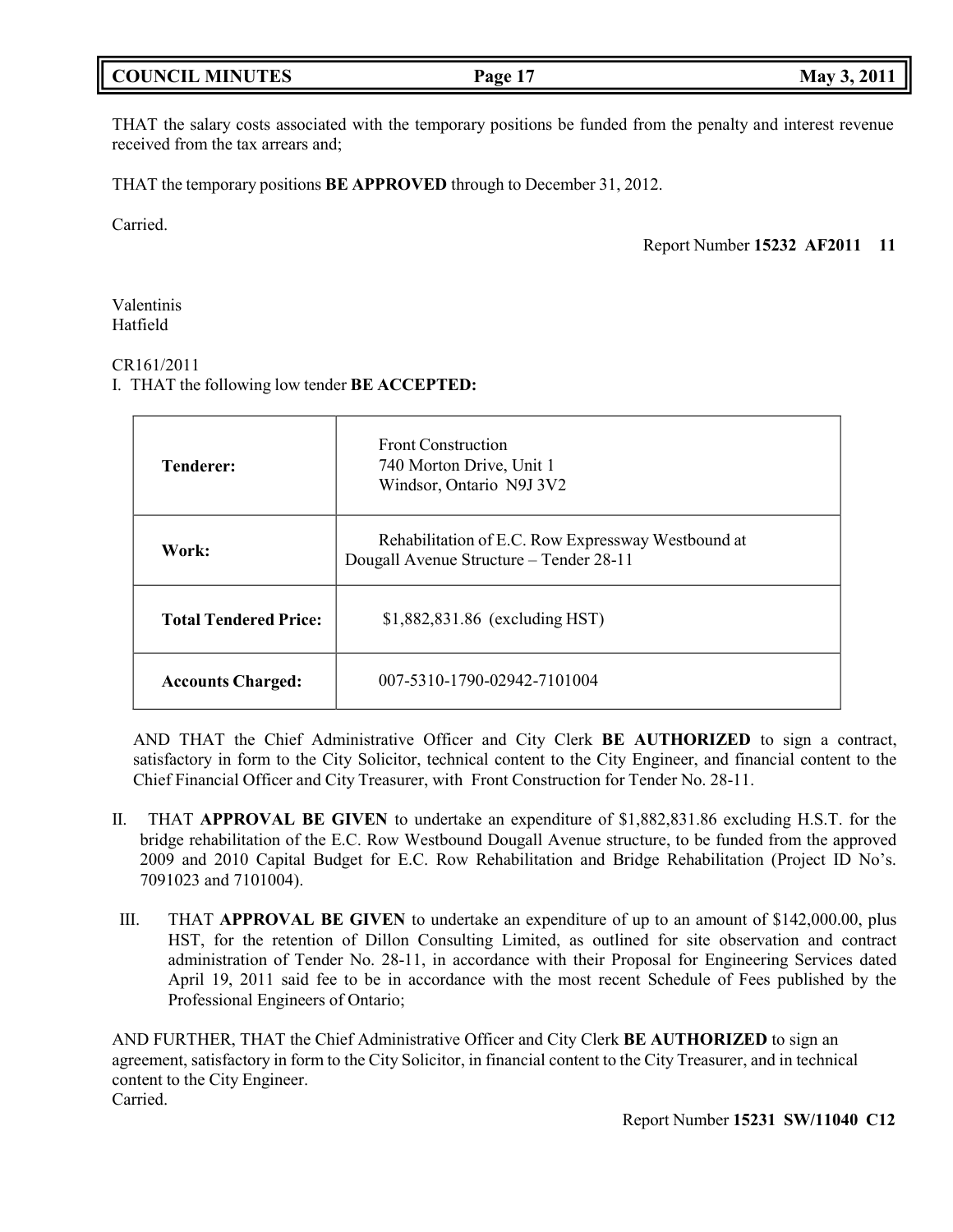THAT the salary costs associated with the temporary positions be funded from the penalty and interest revenue received from the tax arrears and;

THAT the temporary positions **BE APPROVED** through to December 31, 2012.

Carried.

Report Number **15232 AF2011 11**

Valentinis
Hatfield

CR161/2011
I. THAT the following low tender **BE ACCEPTED:**

| | |
|---|---|
| **Tenderer:** | Front Construction<br>740 Morton Drive, Unit 1<br>Windsor, Ontario N9J 3V2 |
| **Work:** | Rehabilitation of E.C. Row Expressway Westbound at Dougall Avenue Structure – Tender 28-11 |
| **Total Tendered Price:** | $1,882,831.86 (excluding HST) |
| **Accounts Charged:** | 007-5310-1790-02942-7101004 |

AND THAT the Chief Administrative Officer and City Clerk **BE AUTHORIZED** to sign a contract, satisfactory in form to the City Solicitor, technical content to the City Engineer, and financial content to the Chief Financial Officer and City Treasurer, with Front Construction for Tender No. 28-11.

II. THAT **APPROVAL BE GIVEN** to undertake an expenditure of $1,882,831.86 excluding H.S.T. for the bridge rehabilitation of the E.C. Row Westbound Dougall Avenue structure, to be funded from the approved 2009 and 2010 Capital Budget for E.C. Row Rehabilitation and Bridge Rehabilitation (Project ID No's. 7091023 and 7101004).

III. THAT **APPROVAL BE GIVEN** to undertake an expenditure of up to an amount of $142,000.00, plus HST, for the retention of Dillon Consulting Limited, as outlined for site observation and contract administration of Tender No. 28-11, in accordance with their Proposal for Engineering Services dated April 19, 2011 said fee to be in accordance with the most recent Schedule of Fees published by the Professional Engineers of Ontario;

AND FURTHER, THAT the Chief Administrative Officer and City Clerk **BE AUTHORIZED** to sign an agreement, satisfactory in form to the City Solicitor, in financial content to the City Treasurer, and in technical content to the City Engineer.
Carried.

Report Number **15231 SW/11040 C12**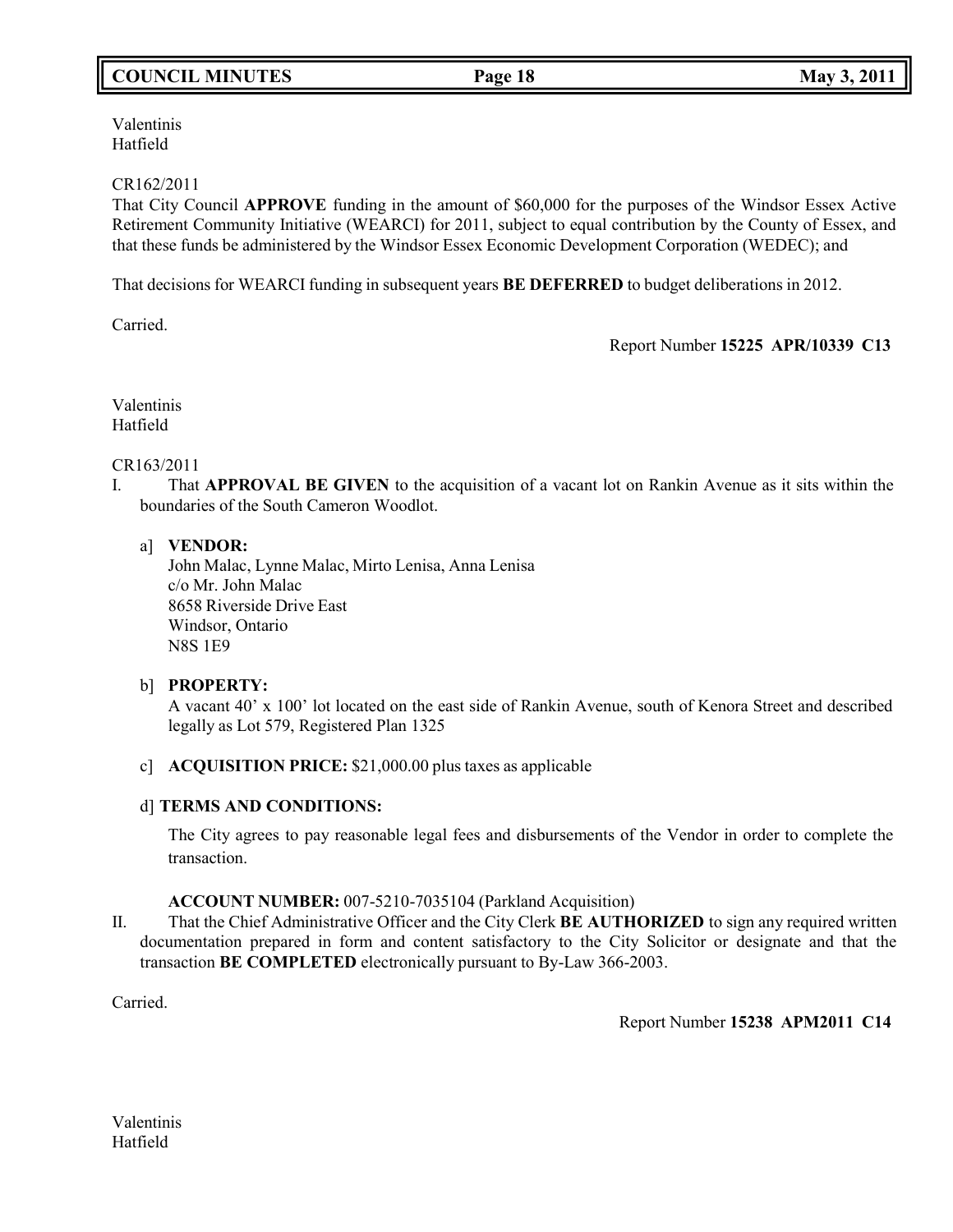Valentinis
Hatfield

CR162/2011
That City Council **APPROVE** funding in the amount of $60,000 for the purposes of the Windsor Essex Active Retirement Community Initiative (WEARCI) for 2011, subject to equal contribution by the County of Essex, and that these funds be administered by the Windsor Essex Economic Development Corporation (WEDEC); and

That decisions for WEARCI funding in subsequent years **BE DEFERRED** to budget deliberations in 2012.

Carried.

Report Number **15225 APR/10339 C13**

Valentinis
Hatfield

CR163/2011

I. That **APPROVAL BE GIVEN** to the acquisition of a vacant lot on Rankin Avenue as it sits within the boundaries of the South Cameron Woodlot.

a] **VENDOR:**
John Malac, Lynne Malac, Mirto Lenisa, Anna Lenisa
c/o Mr. John Malac
8658 Riverside Drive East
Windsor, Ontario
N8S 1E9

b] **PROPERTY:**
A vacant 40' x 100' lot located on the east side of Rankin Avenue, south of Kenora Street and described legally as Lot 579, Registered Plan 1325

c] **ACQUISITION PRICE:** $21,000.00 plus taxes as applicable

d] **TERMS AND CONDITIONS:**

The City agrees to pay reasonable legal fees and disbursements of the Vendor in order to complete the transaction.

**ACCOUNT NUMBER:** 007-5210-7035104 (Parkland Acquisition)

II. That the Chief Administrative Officer and the City Clerk **BE AUTHORIZED** to sign any required written documentation prepared in form and content satisfactory to the City Solicitor or designate and that the transaction **BE COMPLETED** electronically pursuant to By-Law 366-2003.

Carried.

Report Number **15238 APM2011 C14**

Valentinis
Hatfield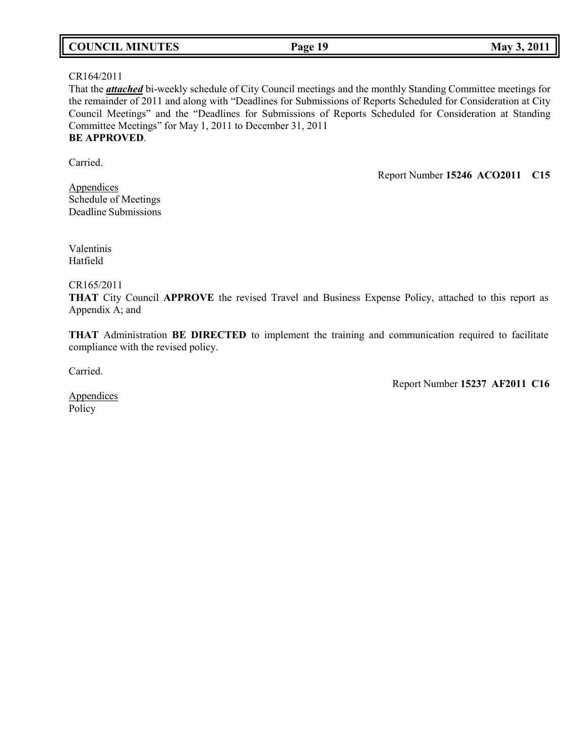CR164/2011
That the ***attached*** bi-weekly schedule of City Council meetings and the monthly Standing Committee meetings for the remainder of 2011 and along with "Deadlines for Submissions of Reports Scheduled for Consideration at City Council Meetings" and the "Deadlines for Submissions of Reports Scheduled for Consideration at Standing Committee Meetings" for May 1, 2011 to December 31, 2011
**BE APPROVED**.

Carried.

Report Number **15246 ACO2011 C15**

Appendices
Schedule of Meetings
Deadline Submissions

Valentinis
Hatfield

CR165/2011
**THAT** City Council **APPROVE** the revised Travel and Business Expense Policy, attached to this report as Appendix A; and

**THAT** Administration **BE DIRECTED** to implement the training and communication required to facilitate compliance with the revised policy.

Carried.

Report Number **15237 AF2011 C16**

Appendices
Policy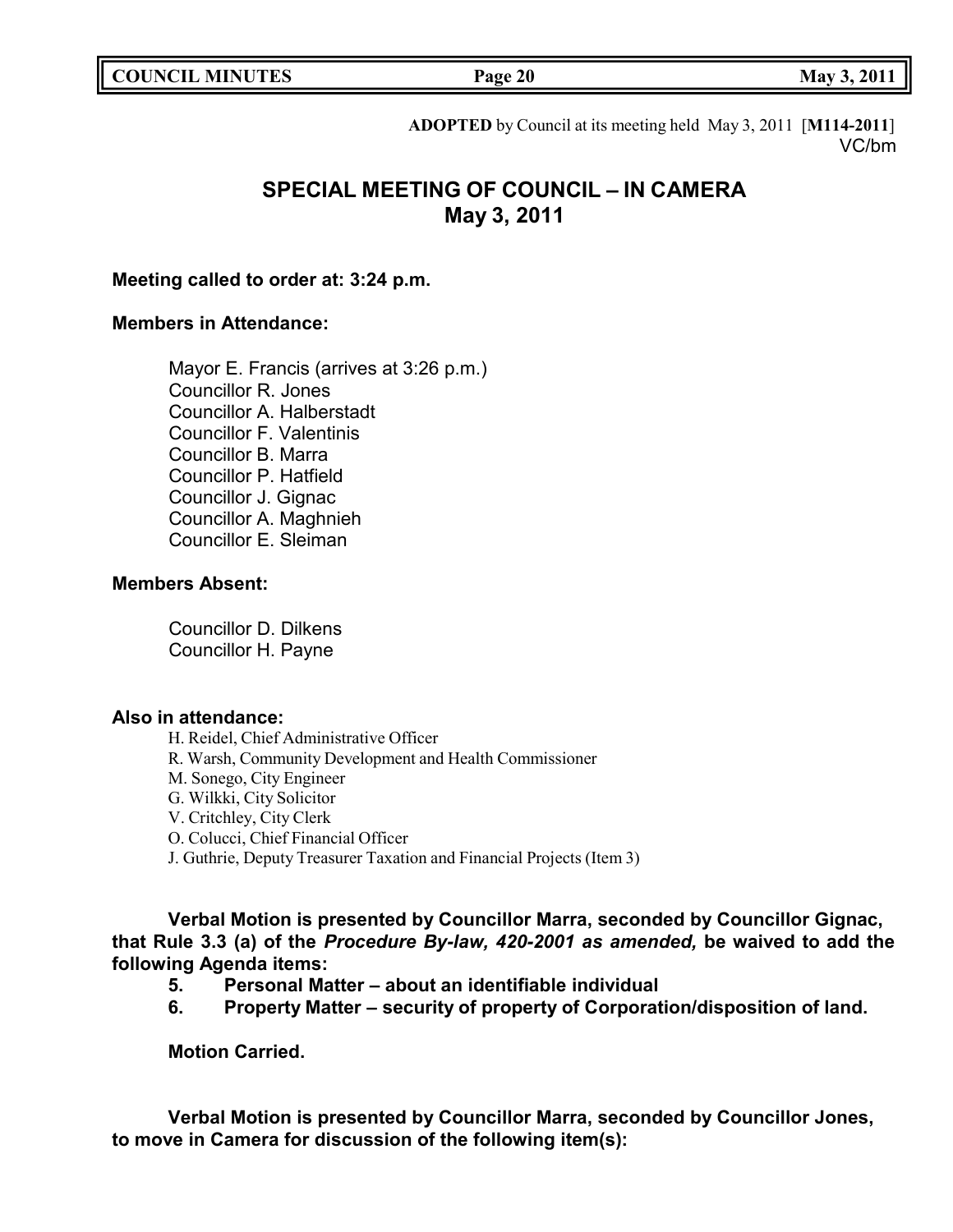**ADOPTED** by Council at its meeting held May 3, 2011 [**M114-2011**]
VC/bm

# SPECIAL MEETING OF COUNCIL – IN CAMERA
# May 3, 2011

**Meeting called to order at: 3:24 p.m.**

**Members in Attendance:**

Mayor E. Francis (arrives at 3:26 p.m.)
Councillor R. Jones
Councillor A. Halberstadt
Councillor F. Valentinis
Councillor B. Marra
Councillor P. Hatfield
Councillor J. Gignac
Councillor A. Maghnieh
Councillor E. Sleiman

**Members Absent:**

Councillor D. Dilkens
Councillor H. Payne

**Also in attendance:**

H. Reidel, Chief Administrative Officer
R. Warsh, Community Development and Health Commissioner
M. Sonego, City Engineer
G. Wilkki, City Solicitor
V. Critchley, City Clerk
O. Colucci, Chief Financial Officer
J. Guthrie, Deputy Treasurer Taxation and Financial Projects (Item 3)

**Verbal Motion is presented by Councillor Marra, seconded by Councillor Gignac, that Rule 3.3 (a) of the *Procedure By-law, 420-2001 as amended,* be waived to add the following Agenda items:**

5. **Personal Matter – about an identifiable individual**
6. **Property Matter – security of property of Corporation/disposition of land.**

**Motion Carried.**

**Verbal Motion is presented by Councillor Marra, seconded by Councillor Jones, to move in Camera for discussion of the following item(s):**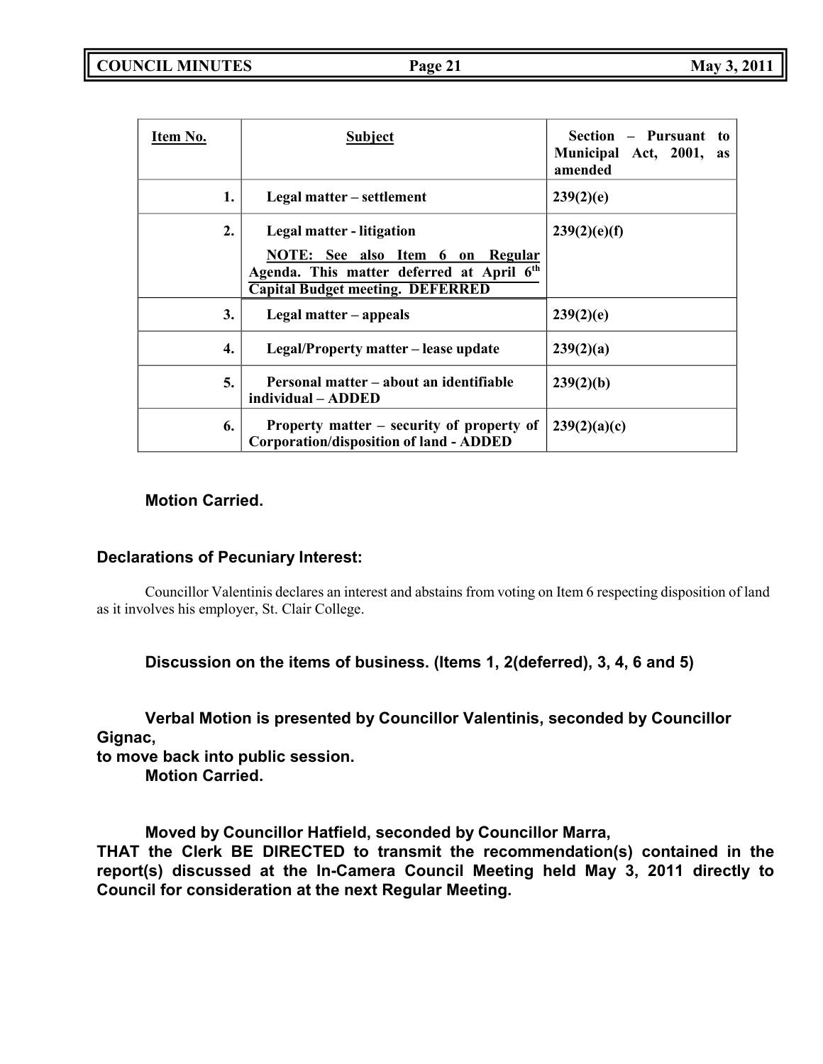| Item No. | Subject | Section – Pursuant to Municipal Act, 2001, as amended |
|---|---|---|
| 1. | Legal matter – settlement | 239(2)(e) |
| 2. | Legal matter - litigation<br>NOTE: See also Item 6 on Regular Agenda. This matter deferred at April 6th Capital Budget meeting. DEFERRED | 239(2)(e)(f) |
| 3. | Legal matter – appeals | 239(2)(e) |
| 4. | Legal/Property matter – lease update | 239(2)(a) |
| 5. | Personal matter – about an identifiable individual – ADDED | 239(2)(b) |
| 6. | Property matter – security of property of Corporation/disposition of land - ADDED | 239(2)(a)(c) |

**Motion Carried.**

**Declarations of Pecuniary Interest:**

Councillor Valentinis declares an interest and abstains from voting on Item 6 respecting disposition of land as it involves his employer, St. Clair College.

**Discussion on the items of business. (Items 1, 2(deferred), 3, 4, 6 and 5)**

**Verbal Motion is presented by Councillor Valentinis, seconded by Councillor Gignac,**
**to move back into public session.**
**Motion Carried.**

**Moved by Councillor Hatfield, seconded by Councillor Marra,**
**THAT the Clerk BE DIRECTED to transmit the recommendation(s) contained in the report(s) discussed at the In-Camera Council Meeting held May 3, 2011 directly to Council for consideration at the next Regular Meeting.**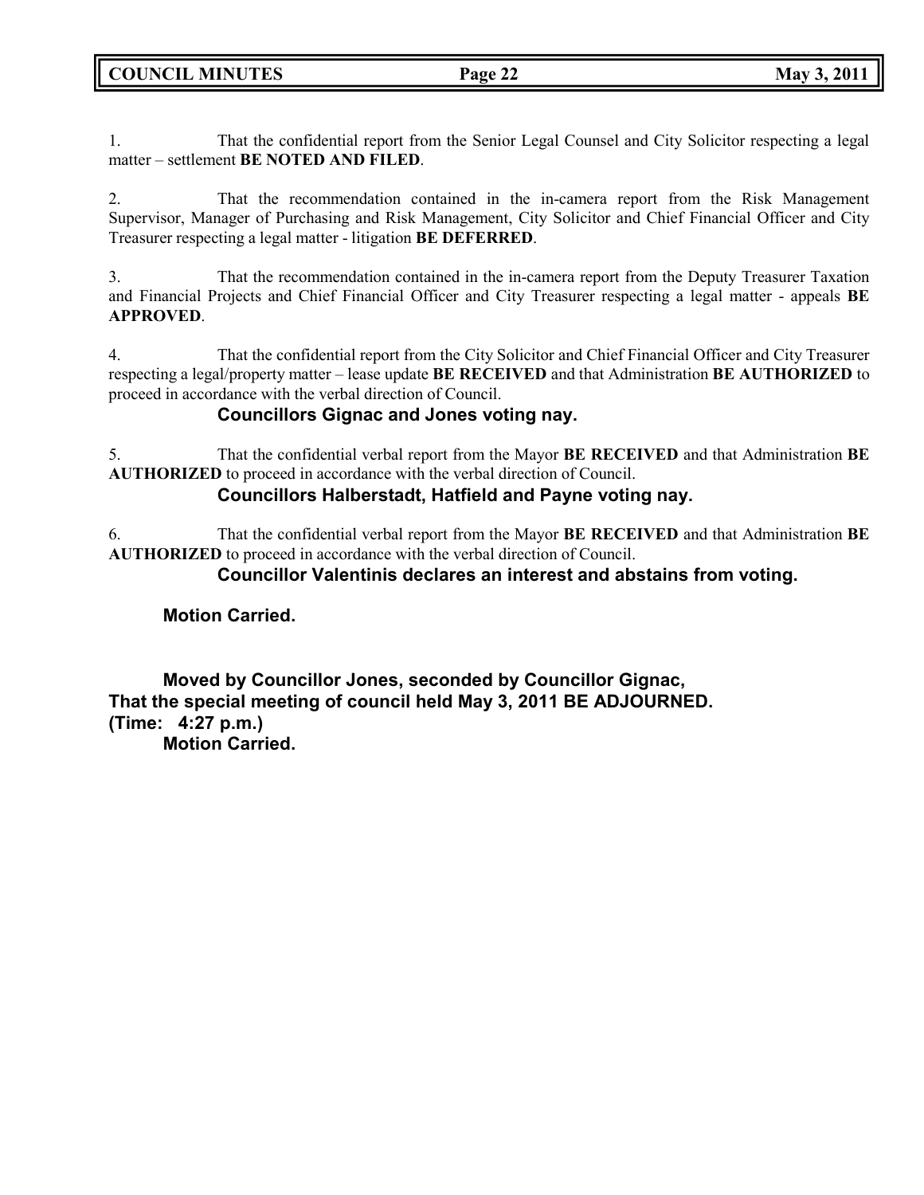1. That the confidential report from the Senior Legal Counsel and City Solicitor respecting a legal matter – settlement **BE NOTED AND FILED**.

2. That the recommendation contained in the in-camera report from the Risk Management Supervisor, Manager of Purchasing and Risk Management, City Solicitor and Chief Financial Officer and City Treasurer respecting a legal matter - litigation **BE DEFERRED**.

3. That the recommendation contained in the in-camera report from the Deputy Treasurer Taxation and Financial Projects and Chief Financial Officer and City Treasurer respecting a legal matter - appeals **BE APPROVED**.

4. That the confidential report from the City Solicitor and Chief Financial Officer and City Treasurer respecting a legal/property matter – lease update **BE RECEIVED** and that Administration **BE AUTHORIZED** to proceed in accordance with the verbal direction of Council.

**Councillors Gignac and Jones voting nay.**

5. That the confidential verbal report from the Mayor **BE RECEIVED** and that Administration **BE AUTHORIZED** to proceed in accordance with the verbal direction of Council.

**Councillors Halberstadt, Hatfield and Payne voting nay.**

6. That the confidential verbal report from the Mayor **BE RECEIVED** and that Administration **BE AUTHORIZED** to proceed in accordance with the verbal direction of Council.

**Councillor Valentinis declares an interest and abstains from voting.**

**Motion Carried.**

**Moved by Councillor Jones, seconded by Councillor Gignac,**
**That the special meeting of council held May 3, 2011 BE ADJOURNED.**
**(Time: 4:27 p.m.)**
**Motion Carried.**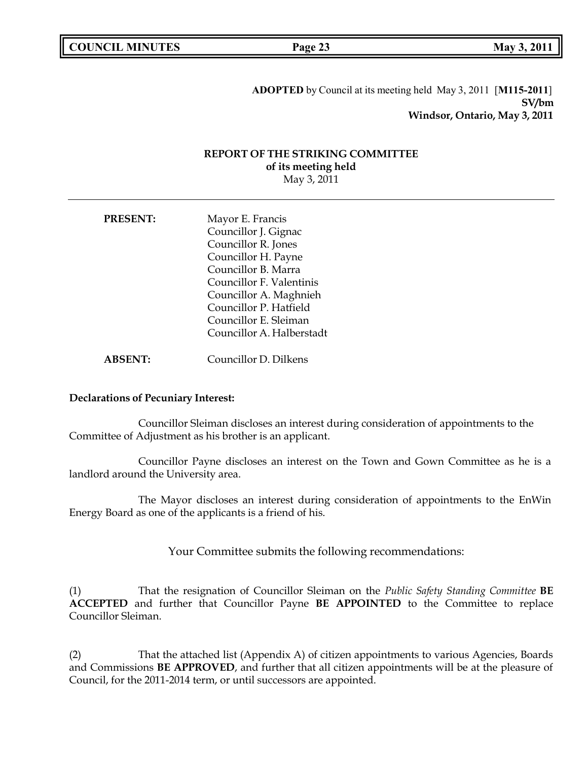**ADOPTED** by Council at its meeting held May 3, 2011 [**M115-2011**]
**SV/bm**
**Windsor, Ontario, May 3, 2011**

## REPORT OF THE STRIKING COMMITTEE
**of its meeting held**
May 3, 2011

---

**PRESENT:**
Mayor E. Francis
Councillor J. Gignac
Councillor R. Jones
Councillor H. Payne
Councillor B. Marra
Councillor F. Valentinis
Councillor A. Maghnieh
Councillor P. Hatfield
Councillor E. Sleiman
Councillor A. Halberstadt

**ABSENT:**
Councillor D. Dilkens

**Declarations of Pecuniary Interest:**

Councillor Sleiman discloses an interest during consideration of appointments to the Committee of Adjustment as his brother is an applicant.

Councillor Payne discloses an interest on the Town and Gown Committee as he is a landlord around the University area.

The Mayor discloses an interest during consideration of appointments to the EnWin Energy Board as one of the applicants is a friend of his.

Your Committee submits the following recommendations:

(1) That the resignation of Councillor Sleiman on the *Public Safety Standing Committee* **BE ACCEPTED** and further that Councillor Payne **BE APPOINTED** to the Committee to replace Councillor Sleiman.

(2) That the attached list (Appendix A) of citizen appointments to various Agencies, Boards and Commissions **BE APPROVED**, and further that all citizen appointments will be at the pleasure of Council, for the 2011-2014 term, or until successors are appointed.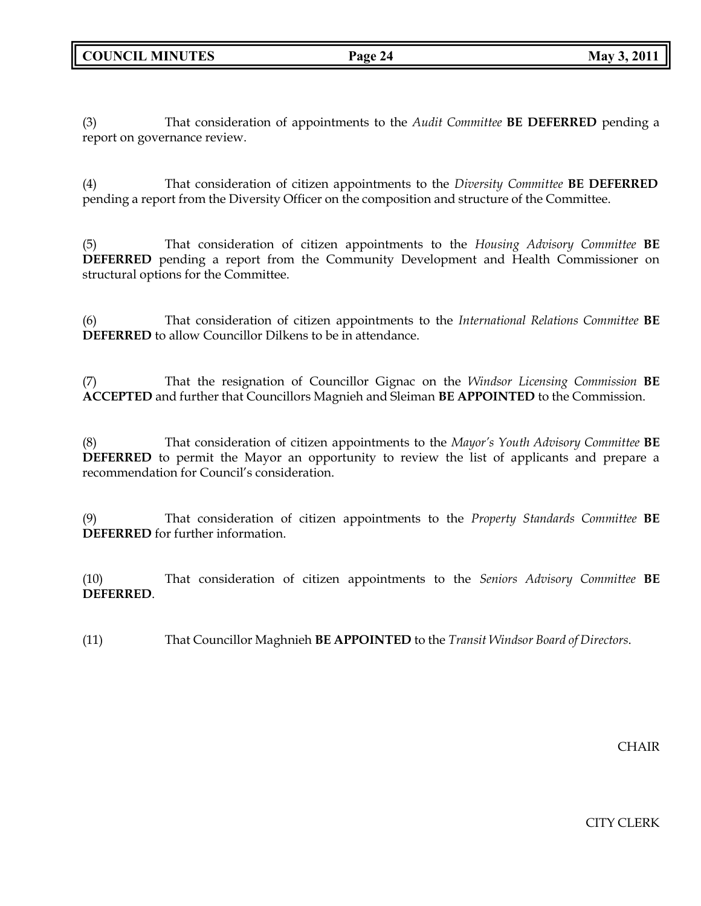(3) That consideration of appointments to the *Audit Committee* **BE DEFERRED** pending a report on governance review.

(4) That consideration of citizen appointments to the *Diversity Committee* **BE DEFERRED** pending a report from the Diversity Officer on the composition and structure of the Committee.

(5) That consideration of citizen appointments to the *Housing Advisory Committee* **BE DEFERRED** pending a report from the Community Development and Health Commissioner on structural options for the Committee.

(6) That consideration of citizen appointments to the *International Relations Committee* **BE DEFERRED** to allow Councillor Dilkens to be in attendance.

(7) That the resignation of Councillor Gignac on the *Windsor Licensing Commission* **BE ACCEPTED** and further that Councillors Magnieh and Sleiman **BE APPOINTED** to the Commission.

(8) That consideration of citizen appointments to the *Mayor's Youth Advisory Committee* **BE DEFERRED** to permit the Mayor an opportunity to review the list of applicants and prepare a recommendation for Council's consideration.

(9) That consideration of citizen appointments to the *Property Standards Committee* **BE DEFERRED** for further information.

(10) That consideration of citizen appointments to the *Seniors Advisory Committee* **BE DEFERRED**.

(11) That Councillor Maghnieh **BE APPOINTED** to the *Transit Windsor Board of Directors*.

CHAIR

CITY CLERK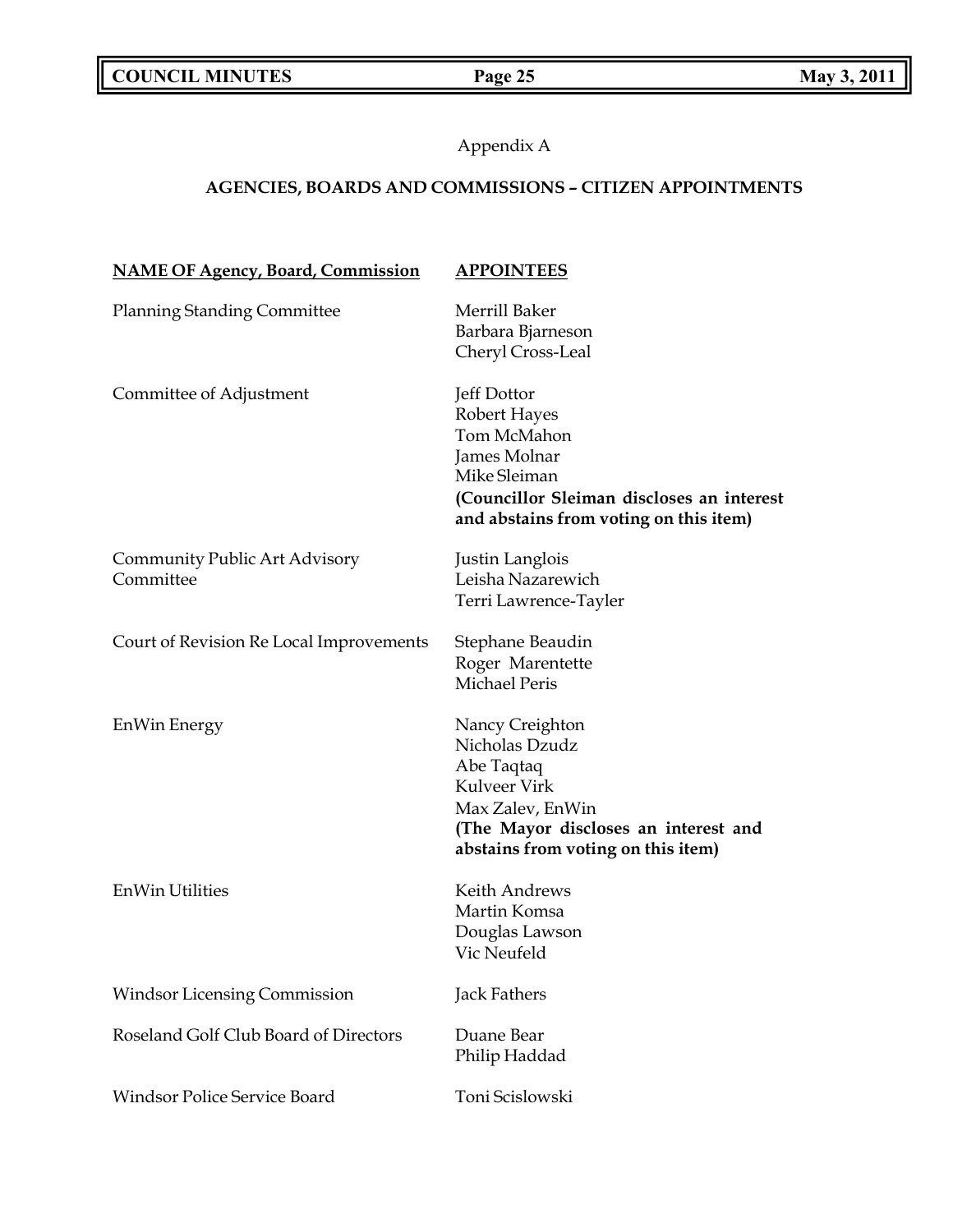Appendix A

## AGENCIES, BOARDS AND COMMISSIONS – CITIZEN APPOINTMENTS

| NAME OF Agency, Board, Commission | APPOINTEES |
|---|---|
| Planning Standing Committee | Merrill Baker<br>Barbara Bjarneson<br>Cheryl Cross-Leal |
| Committee of Adjustment | Jeff Dottor<br>Robert Hayes<br>Tom McMahon<br>James Molnar<br>Mike Sleiman<br>**(Councillor Sleiman discloses an interest and abstains from voting on this item)** |
| Community Public Art Advisory Committee | Justin Langlois<br>Leisha Nazarewich<br>Terri Lawrence-Tayler |
| Court of Revision Re Local Improvements | Stephane Beaudin<br>Roger Marentette<br>Michael Peris |
| EnWin Energy | Nancy Creighton<br>Nicholas Dzudz<br>Abe Taqtaq<br>Kulveer Virk<br>Max Zalev, EnWin<br>**(The Mayor discloses an interest and abstains from voting on this item)** |
| EnWin Utilities | Keith Andrews<br>Martin Komsa<br>Douglas Lawson<br>Vic Neufeld |
| Windsor Licensing Commission | Jack Fathers |
| Roseland Golf Club Board of Directors | Duane Bear<br>Philip Haddad |
| Windsor Police Service Board | Toni Scislowski |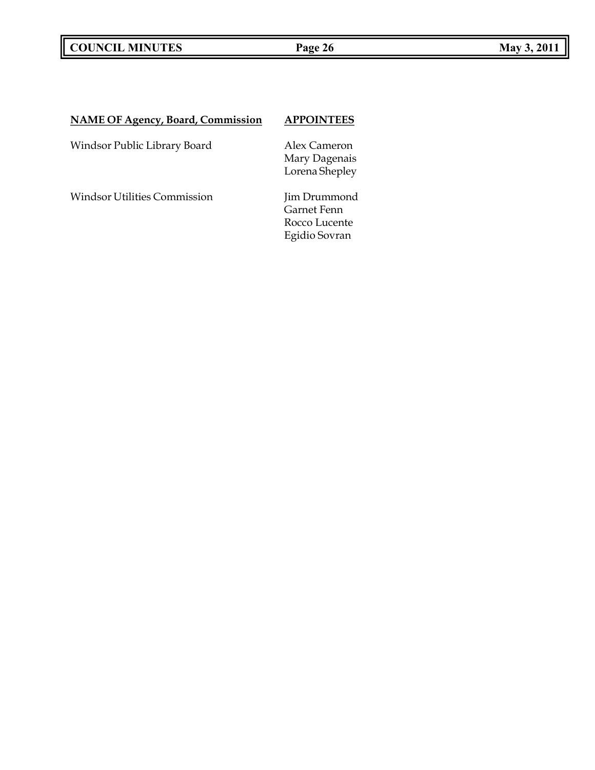| NAME OF Agency, Board, Commission | APPOINTEES |
| --- | --- |
| Windsor Public Library Board | Alex Cameron<br>Mary Dagenais<br>Lorena Shepley |
| Windsor Utilities Commission | Jim Drummond<br>Garnet Fenn<br>Rocco Lucente<br>Egidio Sovran |